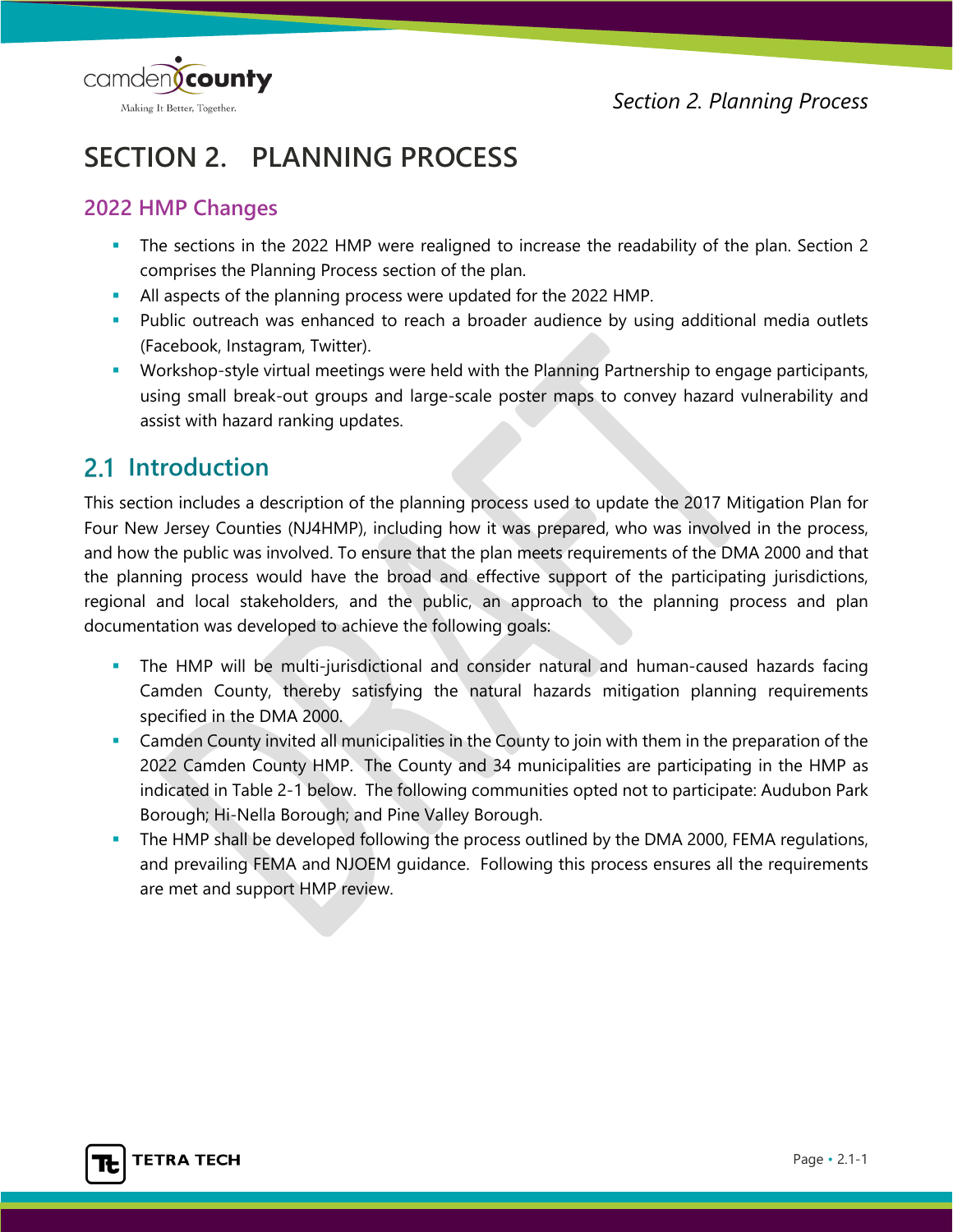# SECTION 2. PLANNING PROCESS

## 2022 HMP Changes

- The sections in the 2022 HMP were realigned to increase the readability of the plan. Section 2 comprises the Planning Process section of the plan.
- All aspects of the planning process were updated for the 2022 HMP.
- Public outreach was enhanced to reach a broader audience by using additional media outlets (Facebook, Instagram, Twitter).
- Workshop-style virtual meetings were held with the Planning Partnership to engage participants, using small break-out groups and large-scale poster maps to convey hazard vulnerability and assist with hazard ranking updates.

## 2.1 Introduction

This section includes a description of the planning process used to update the 2017 Mitigation Plan for Four New Jersey Counties (NJ4HMP), including how it was prepared, who was involved in the process, and how the public was involved. To ensure that the plan meets requirements of the DMA 2000 and that the planning process would have the broad and effective support of the participating jurisdictions, regional and local stakeholders, and the public, an approach to the planning process and plan documentation was developed to achieve the following goals:

- The HMP will be multi-jurisdictional and consider natural and human-caused hazards facing Camden County, thereby satisfying the natural hazards mitigation planning requirements specified in the DMA 2000.
- Camden County invited all municipalities in the County to join with them in the preparation of the 2022 Camden County HMP. The County and 34 municipalities are participating in the HMP as indicated in Table 2-1 below. The following communities opted not to participate: Audubon Park Borough; Hi-Nella Borough; and Pine Valley Borough.
- The HMP shall be developed following the process outlined by the DMA 2000, FEMA regulations, and prevailing FEMA and NJOEM guidance. Following this process ensures all the requirements are met and support HMP review.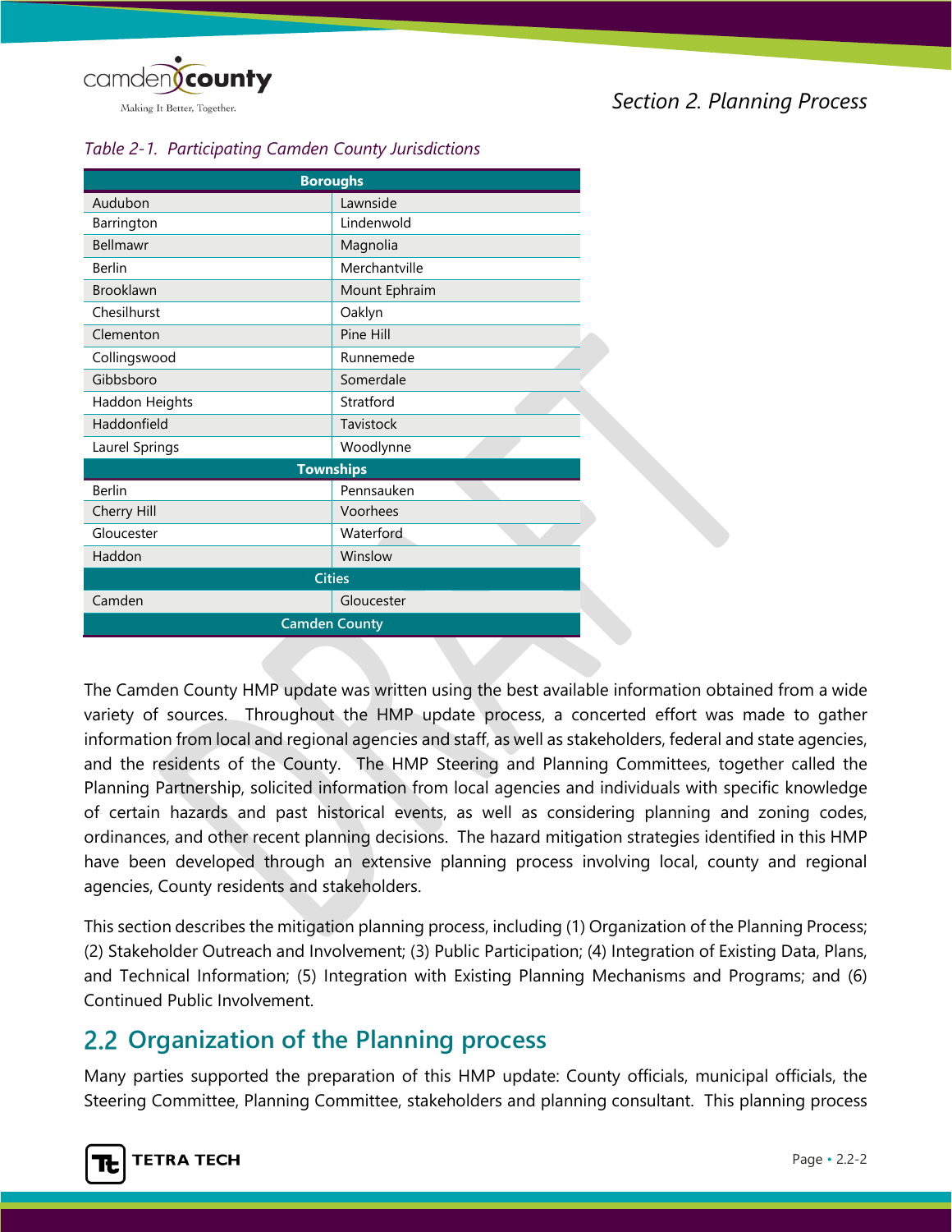*Table 2-1. Participating Camden County Jurisdictions*

| Boroughs | |
|---|---|
| Audubon | Lawnside |
| Barrington | Lindenwold |
| Bellmawr | Magnolia |
| Berlin | Merchantville |
| Brooklawn | Mount Ephraim |
| Chesilhurst | Oaklyn |
| Clementon | Pine Hill |
| Collingswood | Runnemede |
| Gibbsboro | Somerdale |
| Haddon Heights | Stratford |
| Haddonfield | Tavistock |
| Laurel Springs | Woodlynne |
| **Townships** | |
| Berlin | Pennsauken |
| Cherry Hill | Voorhees |
| Gloucester | Waterford |
| Haddon | Winslow |
| **Cities** | |
| Camden | Gloucester |
| **Camden County** | |

The Camden County HMP update was written using the best available information obtained from a wide variety of sources. Throughout the HMP update process, a concerted effort was made to gather information from local and regional agencies and staff, as well as stakeholders, federal and state agencies, and the residents of the County. The HMP Steering and Planning Committees, together called the Planning Partnership, solicited information from local agencies and individuals with specific knowledge of certain hazards and past historical events, as well as considering planning and zoning codes, ordinances, and other recent planning decisions. The hazard mitigation strategies identified in this HMP have been developed through an extensive planning process involving local, county and regional agencies, County residents and stakeholders.

This section describes the mitigation planning process, including (1) Organization of the Planning Process; (2) Stakeholder Outreach and Involvement; (3) Public Participation; (4) Integration of Existing Data, Plans, and Technical Information; (5) Integration with Existing Planning Mechanisms and Programs; and (6) Continued Public Involvement.

## 2.2 Organization of the Planning process

Many parties supported the preparation of this HMP update: County officials, municipal officials, the Steering Committee, Planning Committee, stakeholders and planning consultant. This planning process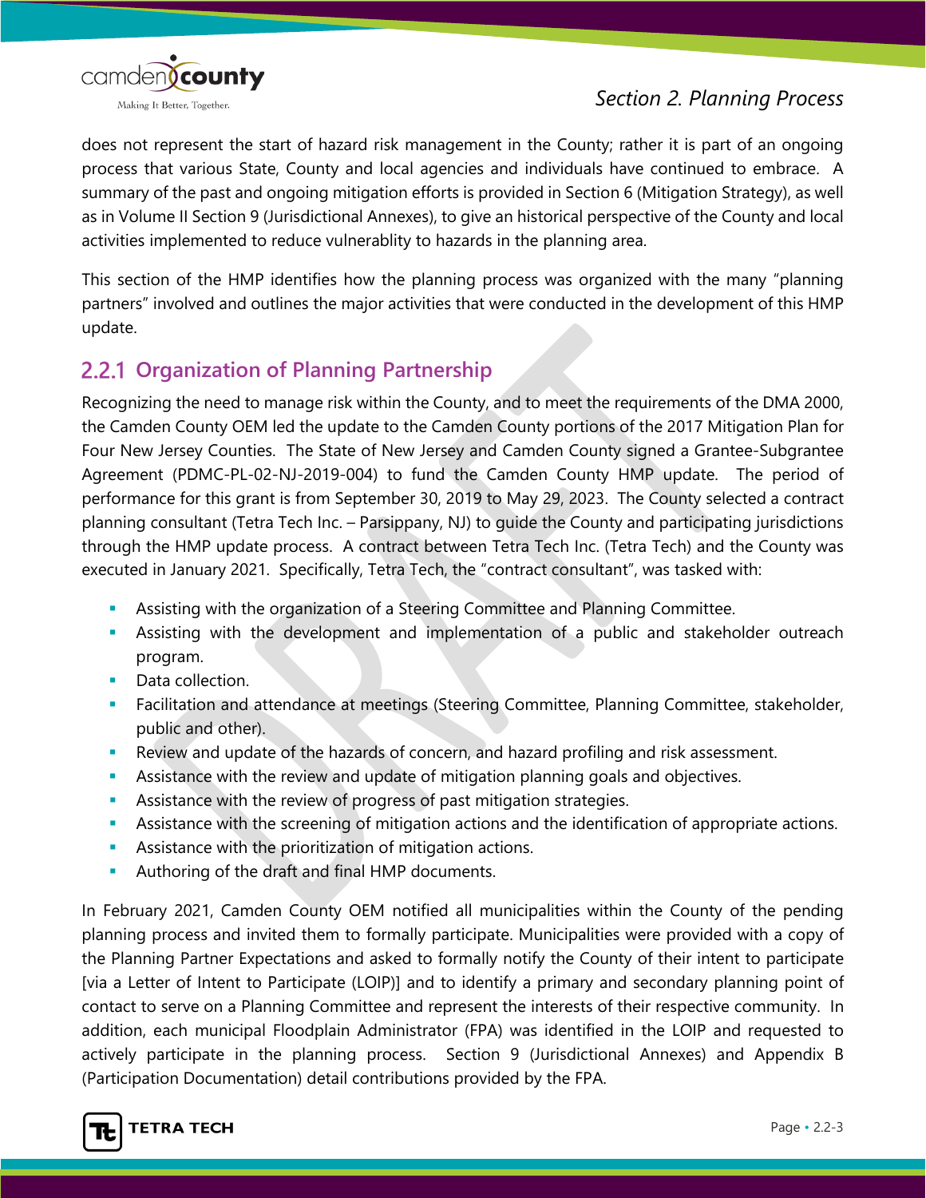does not represent the start of hazard risk management in the County; rather it is part of an ongoing process that various State, County and local agencies and individuals have continued to embrace. A summary of the past and ongoing mitigation efforts is provided in Section 6 (Mitigation Strategy), as well as in Volume II Section 9 (Jurisdictional Annexes), to give an historical perspective of the County and local activities implemented to reduce vulnerablity to hazards in the planning area.

This section of the HMP identifies how the planning process was organized with the many "planning partners" involved and outlines the major activities that were conducted in the development of this HMP update.

### 2.2.1 Organization of Planning Partnership

Recognizing the need to manage risk within the County, and to meet the requirements of the DMA 2000, the Camden County OEM led the update to the Camden County portions of the 2017 Mitigation Plan for Four New Jersey Counties. The State of New Jersey and Camden County signed a Grantee-Subgrantee Agreement (PDMC-PL-02-NJ-2019-004) to fund the Camden County HMP update. The period of performance for this grant is from September 30, 2019 to May 29, 2023. The County selected a contract planning consultant (Tetra Tech Inc. – Parsippany, NJ) to guide the County and participating jurisdictions through the HMP update process. A contract between Tetra Tech Inc. (Tetra Tech) and the County was executed in January 2021. Specifically, Tetra Tech, the "contract consultant", was tasked with:

- Assisting with the organization of a Steering Committee and Planning Committee.
- Assisting with the development and implementation of a public and stakeholder outreach program.
- Data collection.
- Facilitation and attendance at meetings (Steering Committee, Planning Committee, stakeholder, public and other).
- Review and update of the hazards of concern, and hazard profiling and risk assessment.
- Assistance with the review and update of mitigation planning goals and objectives.
- Assistance with the review of progress of past mitigation strategies.
- Assistance with the screening of mitigation actions and the identification of appropriate actions.
- Assistance with the prioritization of mitigation actions.
- Authoring of the draft and final HMP documents.

In February 2021, Camden County OEM notified all municipalities within the County of the pending planning process and invited them to formally participate. Municipalities were provided with a copy of the Planning Partner Expectations and asked to formally notify the County of their intent to participate [via a Letter of Intent to Participate (LOIP)] and to identify a primary and secondary planning point of contact to serve on a Planning Committee and represent the interests of their respective community. In addition, each municipal Floodplain Administrator (FPA) was identified in the LOIP and requested to actively participate in the planning process. Section 9 (Jurisdictional Annexes) and Appendix B (Participation Documentation) detail contributions provided by the FPA.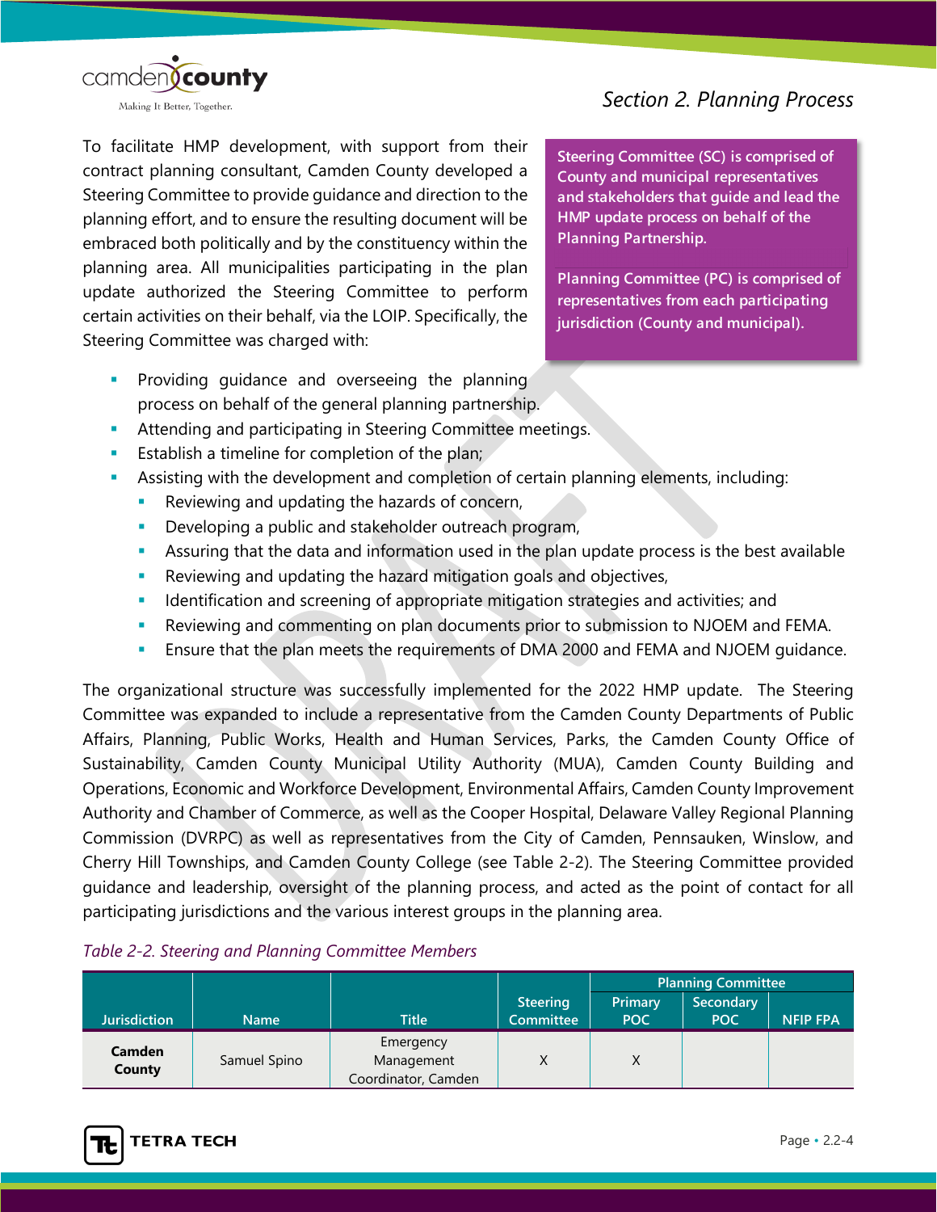To facilitate HMP development, with support from their contract planning consultant, Camden County developed a Steering Committee to provide guidance and direction to the planning effort, and to ensure the resulting document will be embraced both politically and by the constituency within the planning area. All municipalities participating in the plan update authorized the Steering Committee to perform certain activities on their behalf, via the LOIP. Specifically, the Steering Committee was charged with:

> **Steering Committee (SC) is comprised of County and municipal representatives and stakeholders that guide and lead the HMP update process on behalf of the Planning Partnership.**
>
> **Planning Committee (PC) is comprised of representatives from each participating jurisdiction (County and municipal).**

- Providing guidance and overseeing the planning process on behalf of the general planning partnership.
- Attending and participating in Steering Committee meetings.
- Establish a timeline for completion of the plan;
- Assisting with the development and completion of certain planning elements, including:
  - Reviewing and updating the hazards of concern,
  - Developing a public and stakeholder outreach program,
  - Assuring that the data and information used in the plan update process is the best available
  - Reviewing and updating the hazard mitigation goals and objectives,
  - Identification and screening of appropriate mitigation strategies and activities; and
  - Reviewing and commenting on plan documents prior to submission to NJOEM and FEMA.
  - Ensure that the plan meets the requirements of DMA 2000 and FEMA and NJOEM guidance.

The organizational structure was successfully implemented for the 2022 HMP update. The Steering Committee was expanded to include a representative from the Camden County Departments of Public Affairs, Planning, Public Works, Health and Human Services, Parks, the Camden County Office of Sustainability, Camden County Municipal Utility Authority (MUA), Camden County Building and Operations, Economic and Workforce Development, Environmental Affairs, Camden County Improvement Authority and Chamber of Commerce, as well as the Cooper Hospital, Delaware Valley Regional Planning Commission (DVRPC) as well as representatives from the City of Camden, Pennsauken, Winslow, and Cherry Hill Townships, and Camden County College (see Table 2-2). The Steering Committee provided guidance and leadership, oversight of the planning process, and acted as the point of contact for all participating jurisdictions and the various interest groups in the planning area.

*Table 2-2. Steering and Planning Committee Members*

| Jurisdiction | Name | Title | Steering Committee | Planning Committee | | |
|---|---|---|---|---|---|---|
| | | | | Primary POC | Secondary POC | NFIP FPA |
| **Camden County** | Samuel Spino | Emergency Management Coordinator, Camden | X | X | | |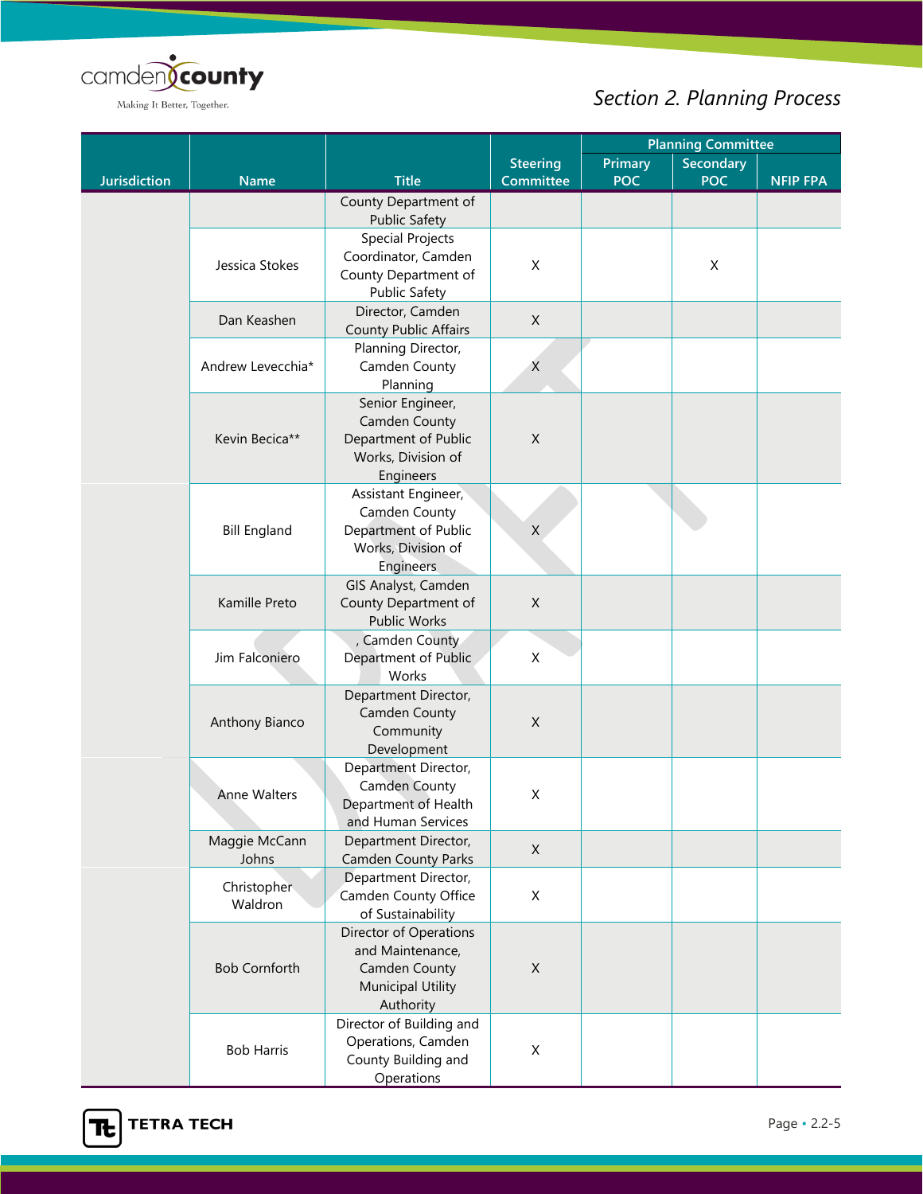| Jurisdiction | Name | Title | Steering Committee | Planning Committee | | |
|---|---|---|---|---|---|---|
| | | | | Primary POC | Secondary POC | NFIP FPA |
| | | County Department of Public Safety | | | | |
| | Jessica Stokes | Special Projects Coordinator, Camden County Department of Public Safety | X | | X | |
| | Dan Keashen | Director, Camden County Public Affairs | X | | | |
| | Andrew Levecchia* | Planning Director, Camden County Planning | X | | | |
| | Kevin Becica** | Senior Engineer, Camden County Department of Public Works, Division of Engineers | X | | | |
| | Bill England | Assistant Engineer, Camden County Department of Public Works, Division of Engineers | X | | | |
| | Kamille Preto | GIS Analyst, Camden County Department of Public Works | X | | | |
| | Jim Falconiero | , Camden County Department of Public Works | X | | | |
| | Anthony Bianco | Department Director, Camden County Community Development | X | | | |
| | Anne Walters | Department Director, Camden County Department of Health and Human Services | X | | | |
| | Maggie McCann Johns | Department Director, Camden County Parks | X | | | |
| | Christopher Waldron | Department Director, Camden County Office of Sustainability | X | | | |
| | Bob Cornforth | Director of Operations and Maintenance, Camden County Municipal Utility Authority | X | | | |
| | Bob Harris | Director of Building and Operations, Camden County Building and Operations | X | | | |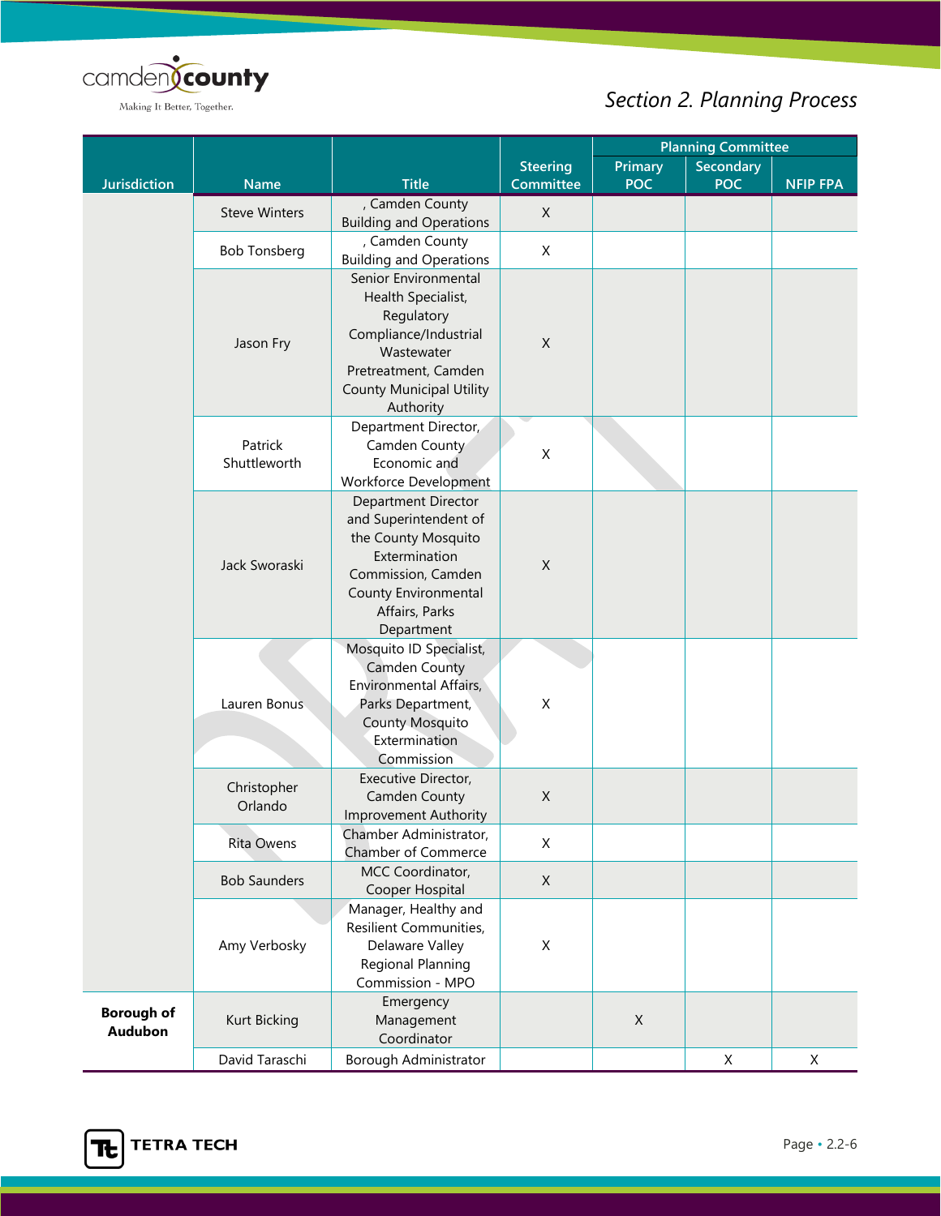| Jurisdiction | Name | Title | Steering Committee | Planning Committee | | |
|---|---|---|---|---|---|---|
| | | | | Primary POC | Secondary POC | NFIP FPA |
| | Steve Winters | , Camden County Building and Operations | X | | | |
| | Bob Tonsberg | , Camden County Building and Operations | X | | | |
| | Jason Fry | Senior Environmental Health Specialist, Regulatory Compliance/Industrial Wastewater Pretreatment, Camden County Municipal Utility Authority | X | | | |
| | Patrick Shuttleworth | Department Director, Camden County Economic and Workforce Development | X | | | |
| | Jack Sworaski | Department Director and Superintendent of the County Mosquito Extermination Commission, Camden County Environmental Affairs, Parks Department | X | | | |
| | Lauren Bonus | Mosquito ID Specialist, Camden County Environmental Affairs, Parks Department, County Mosquito Extermination Commission | X | | | |
| | Christopher Orlando | Executive Director, Camden County Improvement Authority | X | | | |
| | Rita Owens | Chamber Administrator, Chamber of Commerce | X | | | |
| | Bob Saunders | MCC Coordinator, Cooper Hospital | X | | | |
| | Amy Verbosky | Manager, Healthy and Resilient Communities, Delaware Valley Regional Planning Commission - MPO | X | | | |
| **Borough of Audubon** | Kurt Bicking | Emergency Management Coordinator | | X | | |
| | David Taraschi | Borough Administrator | | | X | X |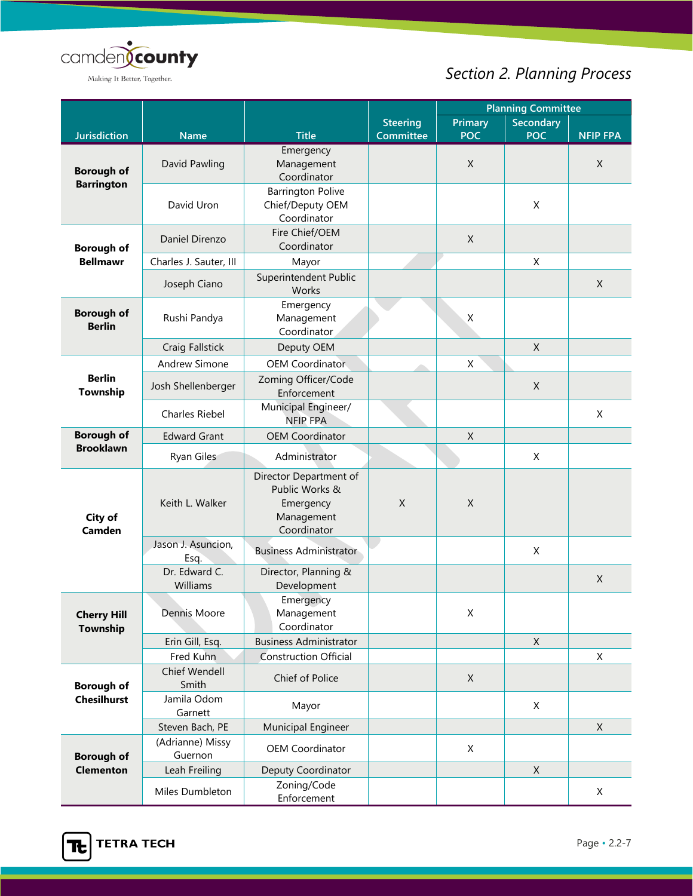| Jurisdiction | Name | Title | Steering Committee | Planning Committee | | |
|---|---|---|---|---|---|---|
| | | | | Primary POC | Secondary POC | NFIP FPA |
| **Borough of Barrington** | David Pawling | Emergency Management Coordinator | | X | | X |
| | David Uron | Barrington Polive Chief/Deputy OEM Coordinator | | | X | |
| **Borough of Bellmawr** | Daniel Direnzo | Fire Chief/OEM Coordinator | | X | | |
| | Charles J. Sauter, III | Mayor | | | X | |
| | Joseph Ciano | Superintendent Public Works | | | | X |
| **Borough of Berlin** | Rushi Pandya | Emergency Management Coordinator | | X | | |
| | Craig Fallstick | Deputy OEM | | | X | |
| **Berlin Township** | Andrew Simone | OEM Coordinator | | X | | |
| | Josh Shellenberger | Zoming Officer/Code Enforcement | | | X | |
| | Charles Riebel | Municipal Engineer/ NFIP FPA | | | | X |
| **Borough of Brooklawn** | Edward Grant | OEM Coordinator | | X | | |
| | Ryan Giles | Administrator | | | X | |
| **City of Camden** | Keith L. Walker | Director Department of Public Works & Emergency Management Coordinator | X | X | | |
| | Jason J. Asuncion, Esq. | Business Administrator | | | X | |
| | Dr. Edward C. Williams | Director, Planning & Development | | | | X |
| **Cherry Hill Township** | Dennis Moore | Emergency Management Coordinator | | X | | |
| | Erin Gill, Esq. | Business Administrator | | | X | |
| | Fred Kuhn | Construction Official | | | | X |
| **Borough of Chesilhurst** | Chief Wendell Smith | Chief of Police | | X | | |
| | Jamila Odom Garnett | Mayor | | | X | |
| | Steven Bach, PE | Municipal Engineer | | | | X |
| **Borough of Clementon** | (Adrianne) Missy Guernon | OEM Coordinator | | X | | |
| | Leah Freiling | Deputy Coordinator | | | X | |
| | Miles Dumbleton | Zoning/Code Enforcement | | | | X |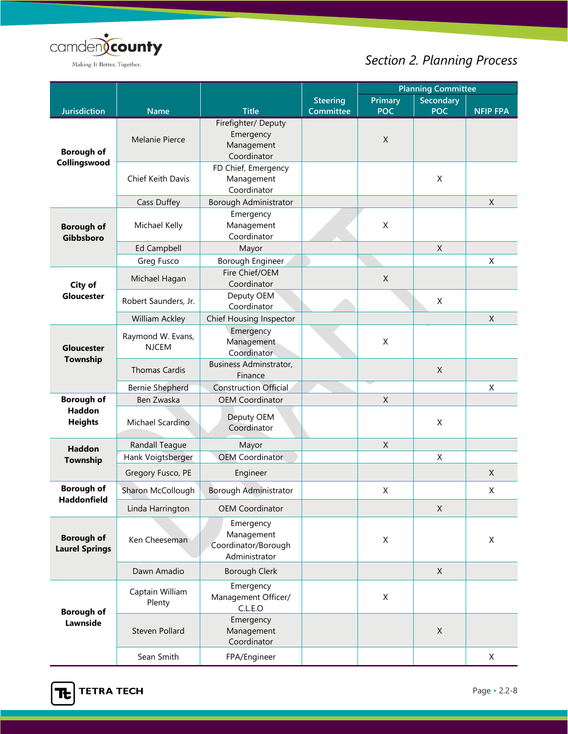| Jurisdiction | Name | Title | Steering Committee | Planning Committee | | |
|---|---|---|---|---|---|---|
| | | | | Primary POC | Secondary POC | NFIP FPA |
| **Borough of Collingswood** | Melanie Pierce | Firefighter/ Deputy Emergency Management Coordinator | | X | | |
| | Chief Keith Davis | FD Chief, Emergency Management Coordinator | | | X | |
| | Cass Duffey | Borough Administrator | | | | X |
| **Borough of Gibbsboro** | Michael Kelly | Emergency Management Coordinator | | X | | |
| | Ed Campbell | Mayor | | | X | |
| | Greg Fusco | Borough Engineer | | | | X |
| **City of Gloucester** | Michael Hagan | Fire Chief/OEM Coordinator | | X | | |
| | Robert Saunders, Jr. | Deputy OEM Coordinator | | | X | |
| | William Ackley | Chief Housing Inspector | | | | X |
| **Gloucester Township** | Raymond W. Evans, NJCEM | Emergency Management Coordinator | | X | | |
| | Thomas Cardis | Business Adminstrator, Finance | | | X | |
| | Bernie Shepherd | Construction Official | | | | X |
| **Borough of Haddon Heights** | Ben Zwaska | OEM Coordinator | | X | | |
| | Michael Scardino | Deputy OEM Coordinator | | | X | |
| **Haddon Township** | Randall Teague | Mayor | | X | | |
| | Hank Voigtsberger | OEM Coordinator | | | X | |
| | Gregory Fusco, PE | Engineer | | | | X |
| **Borough of Haddonfield** | Sharon McCollough | Borough Administrator | | X | | X |
| | Linda Harrington | OEM Coordinator | | | X | |
| **Borough of Laurel Springs** | Ken Cheeseman | Emergency Management Coordinator/Borough Administrator | | X | | X |
| | Dawn Amadio | Borough Clerk | | | X | |
| **Borough of Lawnside** | Captain William Plenty | Emergency Management Officer/ C.L.E.O | | X | | |
| | Steven Pollard | Emergency Management Coordinator | | | X | |
| | Sean Smith | FPA/Engineer | | | | X |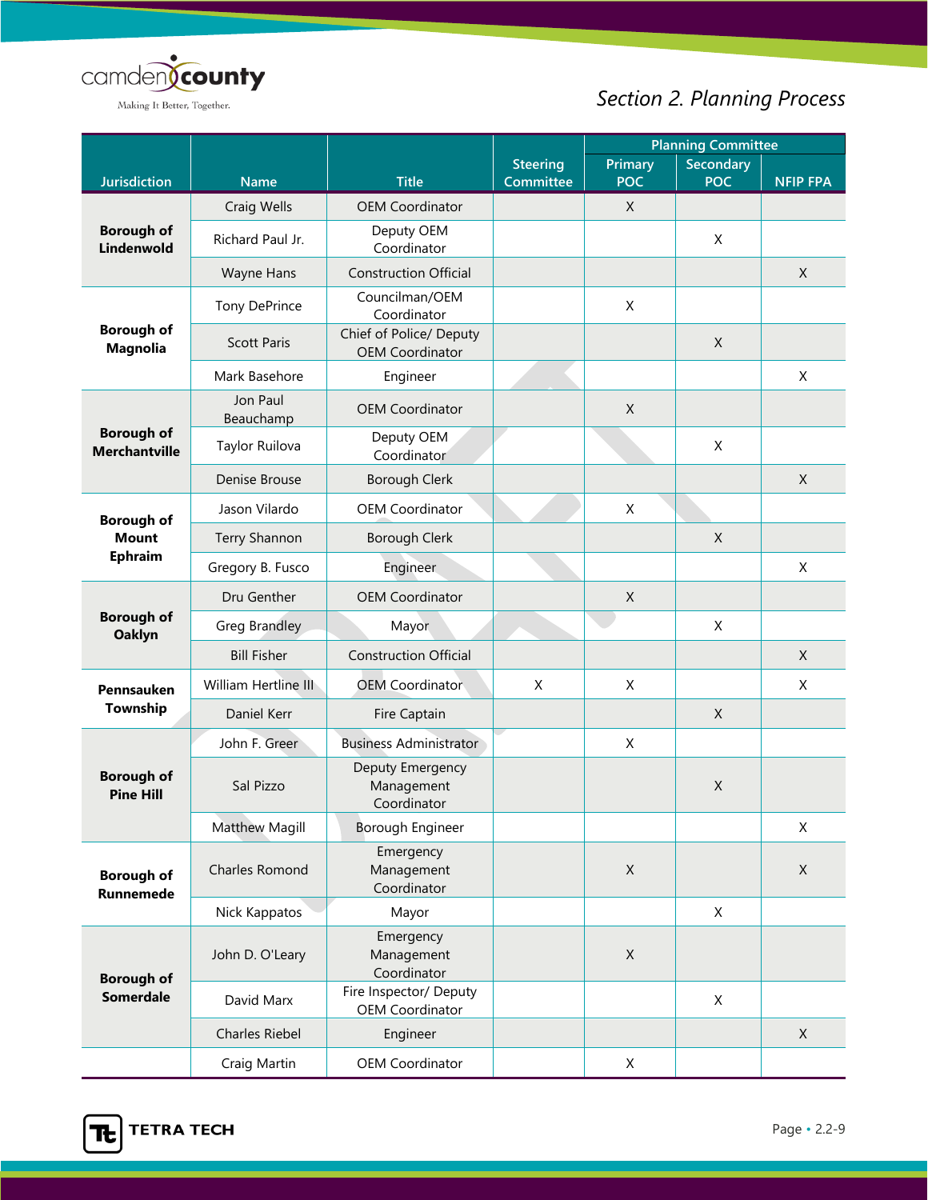| Jurisdiction | Name | Title | Steering Committee | Planning Committee | | |
|---|---|---|---|---|---|---|
| | | | | Primary POC | Secondary POC | NFIP FPA |
| Borough of Lindenwold | Craig Wells | OEM Coordinator | | X | | |
| | Richard Paul Jr. | Deputy OEM Coordinator | | | X | |
| | Wayne Hans | Construction Official | | | | X |
| Borough of Magnolia | Tony DePrince | Councilman/OEM Coordinator | | X | | |
| | Scott Paris | Chief of Police/ Deputy OEM Coordinator | | | X | |
| | Mark Basehore | Engineer | | | | X |
| Borough of Merchantville | Jon Paul Beauchamp | OEM Coordinator | | X | | |
| | Taylor Ruilova | Deputy OEM Coordinator | | | X | |
| | Denise Brouse | Borough Clerk | | | | X |
| Borough of Mount Ephraim | Jason Vilardo | OEM Coordinator | | X | | |
| | Terry Shannon | Borough Clerk | | | X | |
| | Gregory B. Fusco | Engineer | | | | X |
| Borough of Oaklyn | Dru Genther | OEM Coordinator | | X | | |
| | Greg Brandley | Mayor | | | X | |
| | Bill Fisher | Construction Official | | | | X |
| Pennsauken Township | William Hertline III | OEM Coordinator | X | X | | X |
| | Daniel Kerr | Fire Captain | | | X | |
| Borough of Pine Hill | John F. Greer | Business Administrator | | X | | |
| | Sal Pizzo | Deputy Emergency Management Coordinator | | | X | |
| | Matthew Magill | Borough Engineer | | | | X |
| Borough of Runnemede | Charles Romond | Emergency Management Coordinator | | X | | X |
| | Nick Kappatos | Mayor | | | X | |
| Borough of Somerdale | John D. O'Leary | Emergency Management Coordinator | | X | | |
| | David Marx | Fire Inspector/ Deputy OEM Coordinator | | | X | |
| | Charles Riebel | Engineer | | | | X |
| | Craig Martin | OEM Coordinator | | X | | |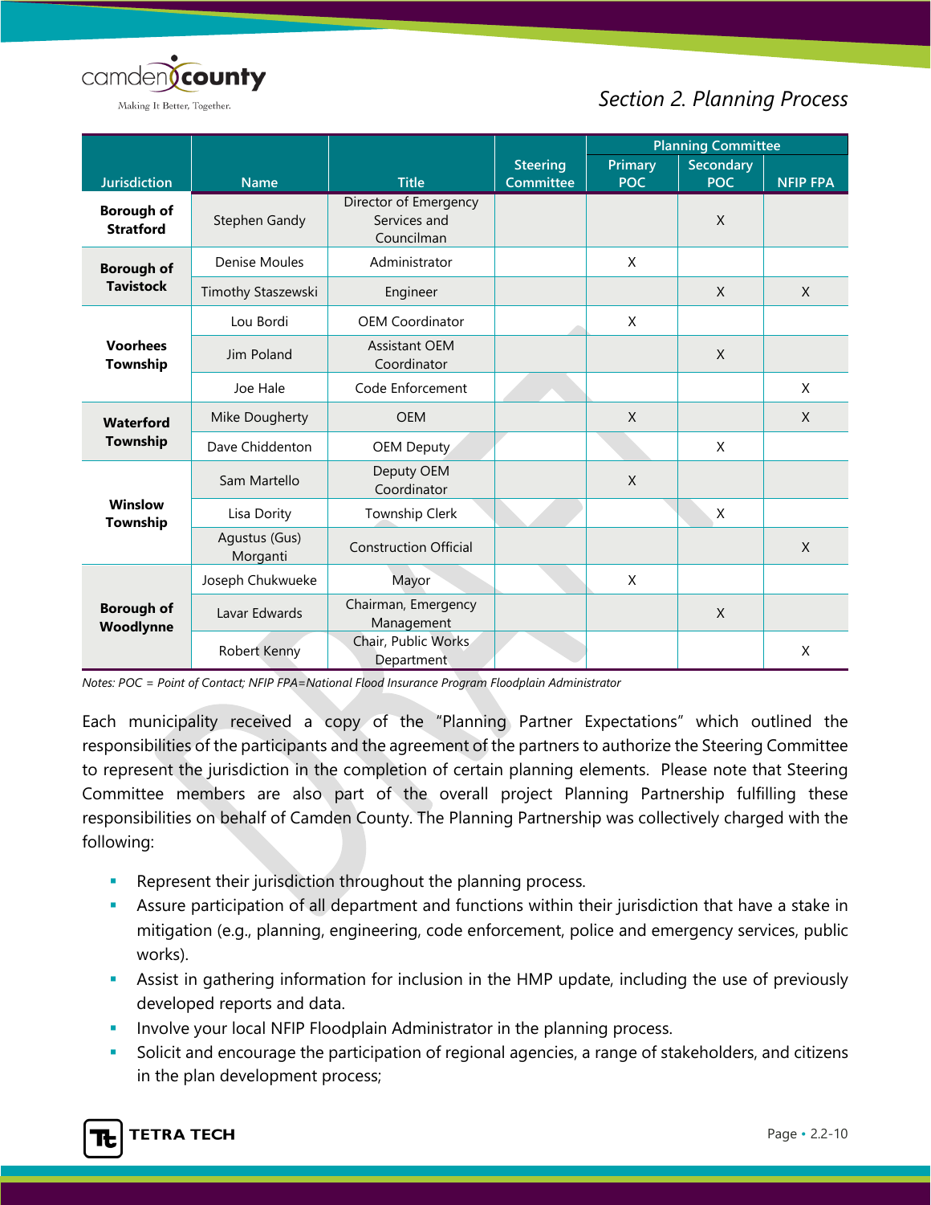| Jurisdiction | Name | Title | Steering Committee | Planning Committee | | |
|---|---|---|---|---|---|---|
| | | | | Primary POC | Secondary POC | NFIP FPA |
| **Borough of Stratford** | Stephen Gandy | Director of Emergency Services and Councilman | | | X | |
| **Borough of Tavistock** | Denise Moules | Administrator | | X | | |
| | Timothy Staszewski | Engineer | | | X | X |
| **Voorhees Township** | Lou Bordi | OEM Coordinator | | X | | |
| | Jim Poland | Assistant OEM Coordinator | | | X | |
| | Joe Hale | Code Enforcement | | | | X |
| **Waterford Township** | Mike Dougherty | OEM | | X | | X |
| | Dave Chiddenton | OEM Deputy | | | X | |
| **Winslow Township** | Sam Martello | Deputy OEM Coordinator | | X | | |
| | Lisa Dority | Township Clerk | | | X | |
| | Agustus (Gus) Morganti | Construction Official | | | | X |
| **Borough of Woodlynne** | Joseph Chukwueke | Mayor | | X | | |
| | Lavar Edwards | Chairman, Emergency Management | | | X | |
| | Robert Kenny | Chair, Public Works Department | | | | X |

*Notes: POC = Point of Contact; NFIP FPA=National Flood Insurance Program Floodplain Administrator*

Each municipality received a copy of the "Planning Partner Expectations" which outlined the responsibilities of the participants and the agreement of the partners to authorize the Steering Committee to represent the jurisdiction in the completion of certain planning elements. Please note that Steering Committee members are also part of the overall project Planning Partnership fulfilling these responsibilities on behalf of Camden County. The Planning Partnership was collectively charged with the following:

- Represent their jurisdiction throughout the planning process.
- Assure participation of all department and functions within their jurisdiction that have a stake in mitigation (e.g., planning, engineering, code enforcement, police and emergency services, public works).
- Assist in gathering information for inclusion in the HMP update, including the use of previously developed reports and data.
- Involve your local NFIP Floodplain Administrator in the planning process.
- Solicit and encourage the participation of regional agencies, a range of stakeholders, and citizens in the plan development process;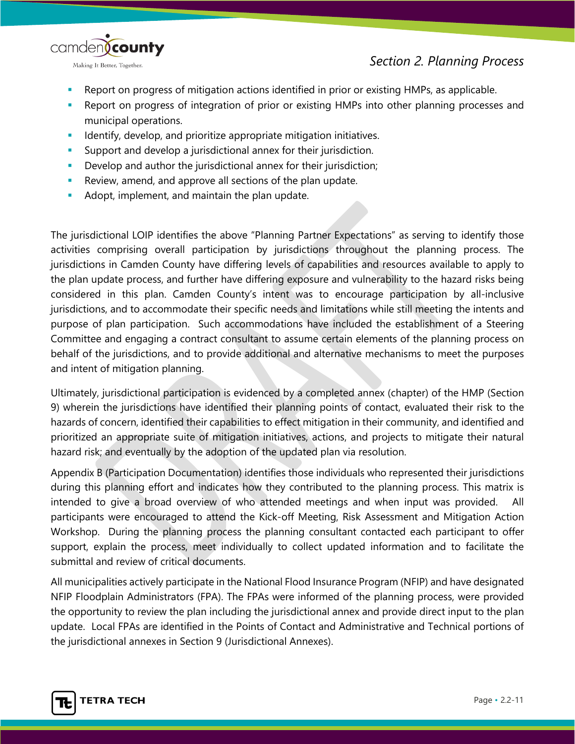- Report on progress of mitigation actions identified in prior or existing HMPs, as applicable.
- Report on progress of integration of prior or existing HMPs into other planning processes and municipal operations.
- Identify, develop, and prioritize appropriate mitigation initiatives.
- Support and develop a jurisdictional annex for their jurisdiction.
- Develop and author the jurisdictional annex for their jurisdiction;
- Review, amend, and approve all sections of the plan update.
- Adopt, implement, and maintain the plan update.

The jurisdictional LOIP identifies the above "Planning Partner Expectations" as serving to identify those activities comprising overall participation by jurisdictions throughout the planning process. The jurisdictions in Camden County have differing levels of capabilities and resources available to apply to the plan update process, and further have differing exposure and vulnerability to the hazard risks being considered in this plan. Camden County's intent was to encourage participation by all-inclusive jurisdictions, and to accommodate their specific needs and limitations while still meeting the intents and purpose of plan participation. Such accommodations have included the establishment of a Steering Committee and engaging a contract consultant to assume certain elements of the planning process on behalf of the jurisdictions, and to provide additional and alternative mechanisms to meet the purposes and intent of mitigation planning.

Ultimately, jurisdictional participation is evidenced by a completed annex (chapter) of the HMP (Section 9) wherein the jurisdictions have identified their planning points of contact, evaluated their risk to the hazards of concern, identified their capabilities to effect mitigation in their community, and identified and prioritized an appropriate suite of mitigation initiatives, actions, and projects to mitigate their natural hazard risk; and eventually by the adoption of the updated plan via resolution.

Appendix B (Participation Documentation) identifies those individuals who represented their jurisdictions during this planning effort and indicates how they contributed to the planning process. This matrix is intended to give a broad overview of who attended meetings and when input was provided. All participants were encouraged to attend the Kick-off Meeting, Risk Assessment and Mitigation Action Workshop. During the planning process the planning consultant contacted each participant to offer support, explain the process, meet individually to collect updated information and to facilitate the submittal and review of critical documents.

All municipalities actively participate in the National Flood Insurance Program (NFIP) and have designated NFIP Floodplain Administrators (FPA). The FPAs were informed of the planning process, were provided the opportunity to review the plan including the jurisdictional annex and provide direct input to the plan update. Local FPAs are identified in the Points of Contact and Administrative and Technical portions of the jurisdictional annexes in Section 9 (Jurisdictional Annexes).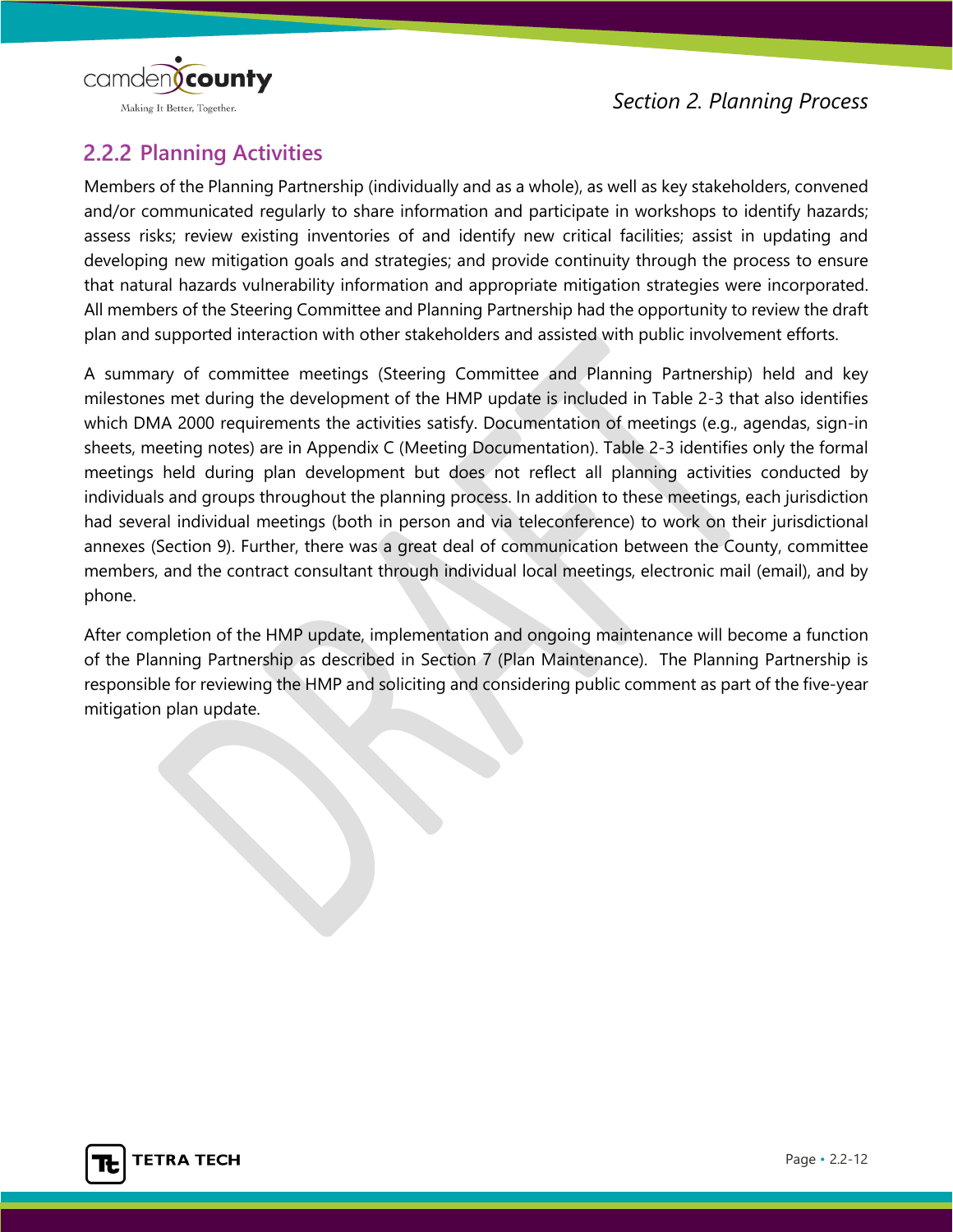### 2.2.2 Planning Activities

Members of the Planning Partnership (individually and as a whole), as well as key stakeholders, convened and/or communicated regularly to share information and participate in workshops to identify hazards; assess risks; review existing inventories of and identify new critical facilities; assist in updating and developing new mitigation goals and strategies; and provide continuity through the process to ensure that natural hazards vulnerability information and appropriate mitigation strategies were incorporated. All members of the Steering Committee and Planning Partnership had the opportunity to review the draft plan and supported interaction with other stakeholders and assisted with public involvement efforts.

A summary of committee meetings (Steering Committee and Planning Partnership) held and key milestones met during the development of the HMP update is included in Table 2-3 that also identifies which DMA 2000 requirements the activities satisfy. Documentation of meetings (e.g., agendas, sign-in sheets, meeting notes) are in Appendix C (Meeting Documentation). Table 2-3 identifies only the formal meetings held during plan development but does not reflect all planning activities conducted by individuals and groups throughout the planning process. In addition to these meetings, each jurisdiction had several individual meetings (both in person and via teleconference) to work on their jurisdictional annexes (Section 9). Further, there was a great deal of communication between the County, committee members, and the contract consultant through individual local meetings, electronic mail (email), and by phone.

After completion of the HMP update, implementation and ongoing maintenance will become a function of the Planning Partnership as described in Section 7 (Plan Maintenance). The Planning Partnership is responsible for reviewing the HMP and soliciting and considering public comment as part of the five-year mitigation plan update.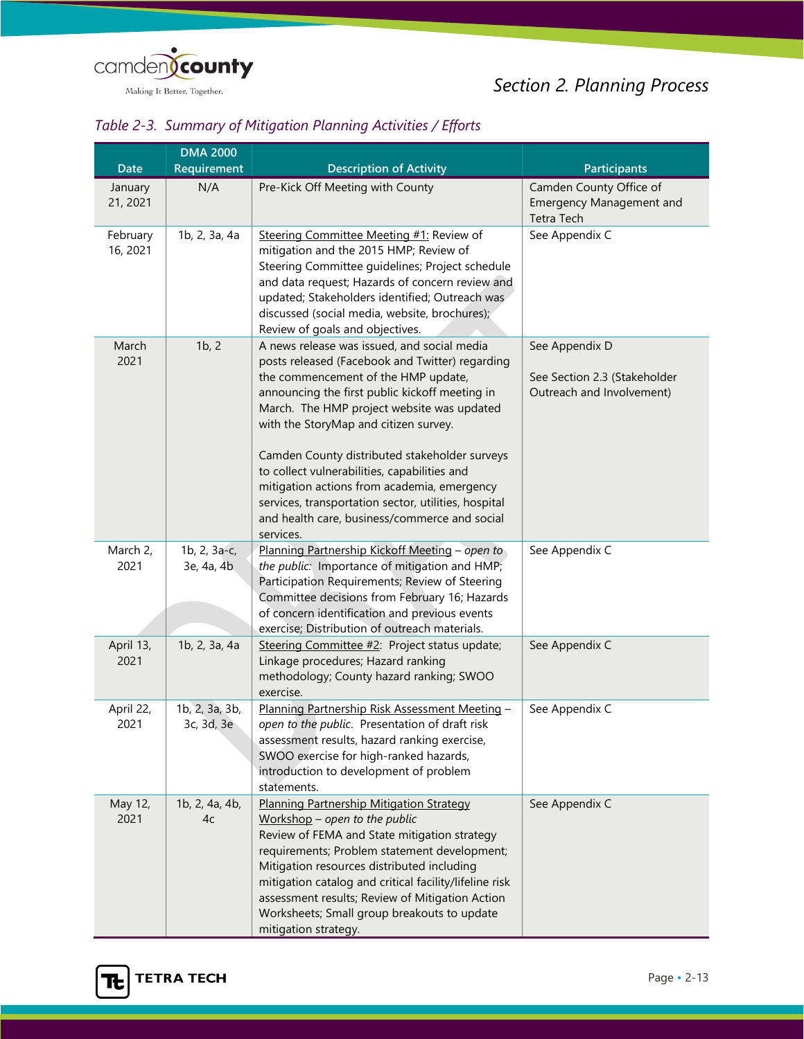*Table 2-3. Summary of Mitigation Planning Activities / Efforts*

| Date | DMA 2000 Requirement | Description of Activity | Participants |
|---|---|---|---|
| January 21, 2021 | N/A | Pre-Kick Off Meeting with County | Camden County Office of Emergency Management and Tetra Tech |
| February 16, 2021 | 1b, 2, 3a, 4a | Steering Committee Meeting #1: Review of mitigation and the 2015 HMP; Review of Steering Committee guidelines; Project schedule and data request; Hazards of concern review and updated; Stakeholders identified; Outreach was discussed (social media, website, brochures); Review of goals and objectives. | See Appendix C |
| March 2021 | 1b, 2 | A news release was issued, and social media posts released (Facebook and Twitter) regarding the commencement of the HMP update, announcing the first public kickoff meeting in March. The HMP project website was updated with the StoryMap and citizen survey.<br><br>Camden County distributed stakeholder surveys to collect vulnerabilities, capabilities and mitigation actions from academia, emergency services, transportation sector, utilities, hospital and health care, business/commerce and social services. | See Appendix D<br><br>See Section 2.3 (Stakeholder Outreach and Involvement) |
| March 2, 2021 | 1b, 2, 3a-c, 3e, 4a, 4b | Planning Partnership Kickoff Meeting – *open to the public*: Importance of mitigation and HMP; Participation Requirements; Review of Steering Committee decisions from February 16; Hazards of concern identification and previous events exercise; Distribution of outreach materials. | See Appendix C |
| April 13, 2021 | 1b, 2, 3a, 4a | Steering Committee #2: Project status update; Linkage procedures; Hazard ranking methodology; County hazard ranking; SWOO exercise. | See Appendix C |
| April 22, 2021 | 1b, 2, 3a, 3b, 3c, 3d, 3e | Planning Partnership Risk Assessment Meeting – *open to the public*. Presentation of draft risk assessment results, hazard ranking exercise, SWOO exercise for high-ranked hazards, introduction to development of problem statements. | See Appendix C |
| May 12, 2021 | 1b, 2, 4a, 4b, 4c | Planning Partnership Mitigation Strategy Workshop – *open to the public*<br>Review of FEMA and State mitigation strategy requirements; Problem statement development; Mitigation resources distributed including mitigation catalog and critical facility/lifeline risk assessment results; Review of Mitigation Action Worksheets; Small group breakouts to update mitigation strategy. | See Appendix C |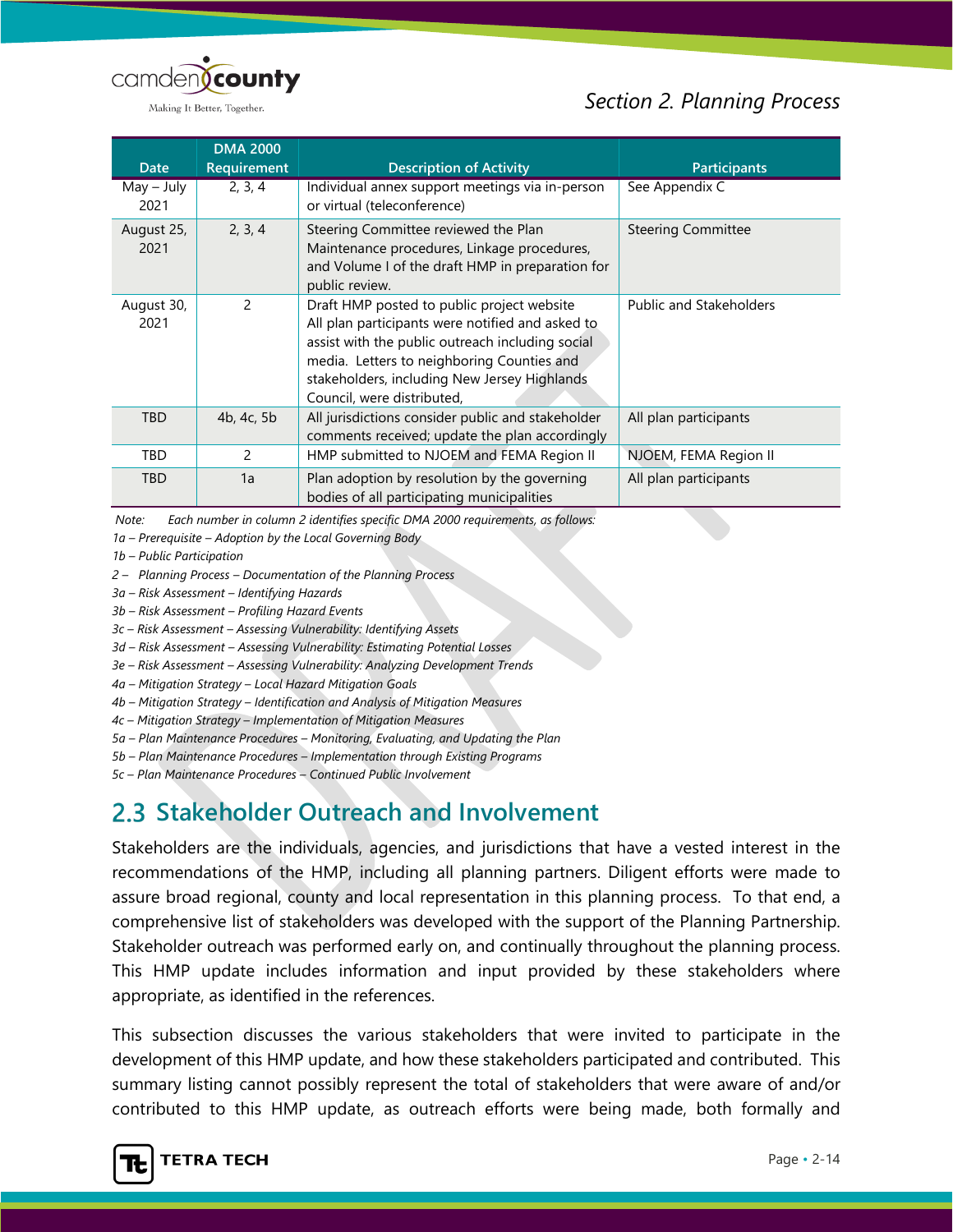| Date | DMA 2000 Requirement | Description of Activity | Participants |
|---|---|---|---|
| May – July 2021 | 2, 3, 4 | Individual annex support meetings via in-person or virtual (teleconference) | See Appendix C |
| August 25, 2021 | 2, 3, 4 | Steering Committee reviewed the Plan Maintenance procedures, Linkage procedures, and Volume I of the draft HMP in preparation for public review. | Steering Committee |
| August 30, 2021 | 2 | Draft HMP posted to public project website All plan participants were notified and asked to assist with the public outreach including social media. Letters to neighboring Counties and stakeholders, including New Jersey Highlands Council, were distributed, | Public and Stakeholders |
| TBD | 4b, 4c, 5b | All jurisdictions consider public and stakeholder comments received; update the plan accordingly | All plan participants |
| TBD | 2 | HMP submitted to NJOEM and FEMA Region II | NJOEM, FEMA Region II |
| TBD | 1a | Plan adoption by resolution by the governing bodies of all participating municipalities | All plan participants |

*Note: Each number in column 2 identifies specific DMA 2000 requirements, as follows:*

*1a – Prerequisite – Adoption by the Local Governing Body*
*1b – Public Participation*
*2 – Planning Process – Documentation of the Planning Process*
*3a – Risk Assessment – Identifying Hazards*
*3b – Risk Assessment – Profiling Hazard Events*
*3c – Risk Assessment – Assessing Vulnerability: Identifying Assets*
*3d – Risk Assessment – Assessing Vulnerability: Estimating Potential Losses*
*3e – Risk Assessment – Assessing Vulnerability: Analyzing Development Trends*
*4a – Mitigation Strategy – Local Hazard Mitigation Goals*
*4b – Mitigation Strategy – Identification and Analysis of Mitigation Measures*
*4c – Mitigation Strategy – Implementation of Mitigation Measures*
*5a – Plan Maintenance Procedures – Monitoring, Evaluating, and Updating the Plan*
*5b – Plan Maintenance Procedures – Implementation through Existing Programs*
*5c – Plan Maintenance Procedures – Continued Public Involvement*

## 2.3 Stakeholder Outreach and Involvement

Stakeholders are the individuals, agencies, and jurisdictions that have a vested interest in the recommendations of the HMP, including all planning partners. Diligent efforts were made to assure broad regional, county and local representation in this planning process. To that end, a comprehensive list of stakeholders was developed with the support of the Planning Partnership. Stakeholder outreach was performed early on, and continually throughout the planning process. This HMP update includes information and input provided by these stakeholders where appropriate, as identified in the references.

This subsection discusses the various stakeholders that were invited to participate in the development of this HMP update, and how these stakeholders participated and contributed. This summary listing cannot possibly represent the total of stakeholders that were aware of and/or contributed to this HMP update, as outreach efforts were being made, both formally and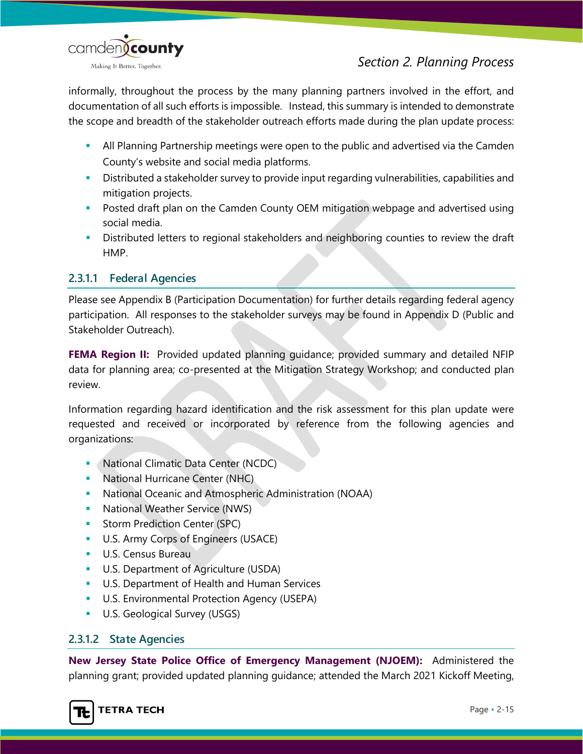informally, throughout the process by the many planning partners involved in the effort, and documentation of all such efforts is impossible. Instead, this summary is intended to demonstrate the scope and breadth of the stakeholder outreach efforts made during the plan update process:

- All Planning Partnership meetings were open to the public and advertised via the Camden County's website and social media platforms.
- Distributed a stakeholder survey to provide input regarding vulnerabilities, capabilities and mitigation projects.
- Posted draft plan on the Camden County OEM mitigation webpage and advertised using social media.
- Distributed letters to regional stakeholders and neighboring counties to review the draft HMP.

#### 2.3.1.1 Federal Agencies

Please see Appendix B (Participation Documentation) for further details regarding federal agency participation. All responses to the stakeholder surveys may be found in Appendix D (Public and Stakeholder Outreach).

**FEMA Region II:** Provided updated planning guidance; provided summary and detailed NFIP data for planning area; co-presented at the Mitigation Strategy Workshop; and conducted plan review.

Information regarding hazard identification and the risk assessment for this plan update were requested and received or incorporated by reference from the following agencies and organizations:

- National Climatic Data Center (NCDC)
- National Hurricane Center (NHC)
- National Oceanic and Atmospheric Administration (NOAA)
- National Weather Service (NWS)
- Storm Prediction Center (SPC)
- U.S. Army Corps of Engineers (USACE)
- U.S. Census Bureau
- U.S. Department of Agriculture (USDA)
- U.S. Department of Health and Human Services
- U.S. Environmental Protection Agency (USEPA)
- U.S. Geological Survey (USGS)

#### 2.3.1.2 State Agencies

**New Jersey State Police Office of Emergency Management (NJOEM):** Administered the planning grant; provided updated planning guidance; attended the March 2021 Kickoff Meeting,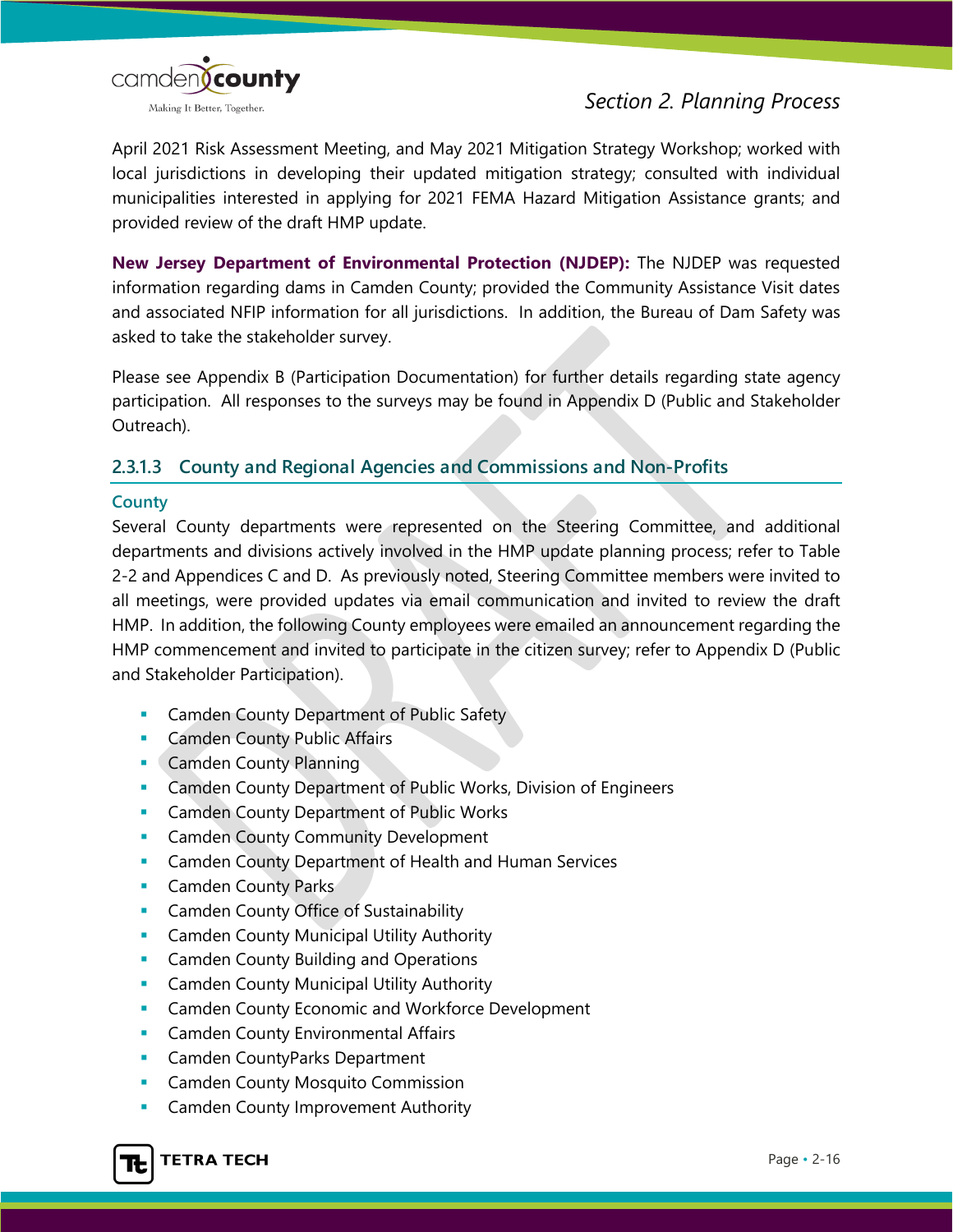April 2021 Risk Assessment Meeting, and May 2021 Mitigation Strategy Workshop; worked with local jurisdictions in developing their updated mitigation strategy; consulted with individual municipalities interested in applying for 2021 FEMA Hazard Mitigation Assistance grants; and provided review of the draft HMP update.

**New Jersey Department of Environmental Protection (NJDEP):** The NJDEP was requested information regarding dams in Camden County; provided the Community Assistance Visit dates and associated NFIP information for all jurisdictions. In addition, the Bureau of Dam Safety was asked to take the stakeholder survey.

Please see Appendix B (Participation Documentation) for further details regarding state agency participation. All responses to the surveys may be found in Appendix D (Public and Stakeholder Outreach).

### 2.3.1.3 County and Regional Agencies and Commissions and Non-Profits

#### County

Several County departments were represented on the Steering Committee, and additional departments and divisions actively involved in the HMP update planning process; refer to Table 2-2 and Appendices C and D. As previously noted, Steering Committee members were invited to all meetings, were provided updates via email communication and invited to review the draft HMP. In addition, the following County employees were emailed an announcement regarding the HMP commencement and invited to participate in the citizen survey; refer to Appendix D (Public and Stakeholder Participation).

- Camden County Department of Public Safety
- Camden County Public Affairs
- Camden County Planning
- Camden County Department of Public Works, Division of Engineers
- Camden County Department of Public Works
- Camden County Community Development
- Camden County Department of Health and Human Services
- Camden County Parks
- Camden County Office of Sustainability
- Camden County Municipal Utility Authority
- Camden County Building and Operations
- Camden County Municipal Utility Authority
- Camden County Economic and Workforce Development
- Camden County Environmental Affairs
- Camden CountyParks Department
- Camden County Mosquito Commission
- Camden County Improvement Authority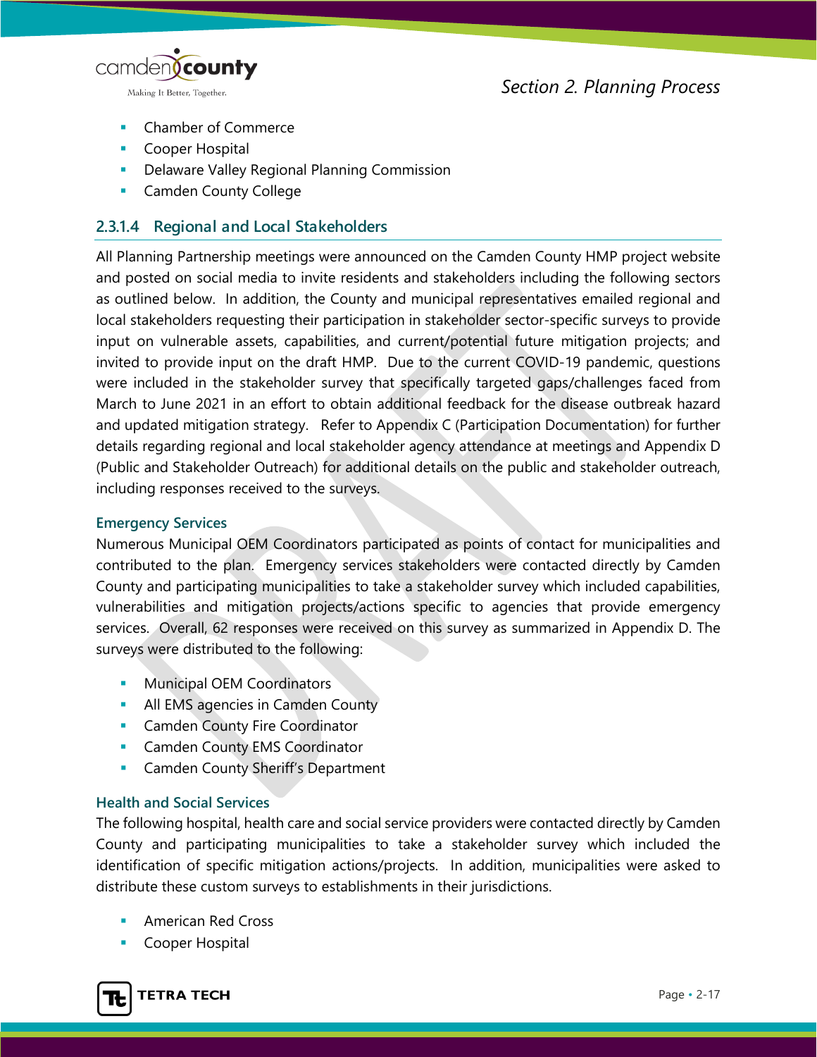- Chamber of Commerce
- Cooper Hospital
- Delaware Valley Regional Planning Commission
- Camden County College

### 2.3.1.4 Regional and Local Stakeholders

All Planning Partnership meetings were announced on the Camden County HMP project website and posted on social media to invite residents and stakeholders including the following sectors as outlined below. In addition, the County and municipal representatives emailed regional and local stakeholders requesting their participation in stakeholder sector-specific surveys to provide input on vulnerable assets, capabilities, and current/potential future mitigation projects; and invited to provide input on the draft HMP. Due to the current COVID-19 pandemic, questions were included in the stakeholder survey that specifically targeted gaps/challenges faced from March to June 2021 in an effort to obtain additional feedback for the disease outbreak hazard and updated mitigation strategy. Refer to Appendix C (Participation Documentation) for further details regarding regional and local stakeholder agency attendance at meetings and Appendix D (Public and Stakeholder Outreach) for additional details on the public and stakeholder outreach, including responses received to the surveys.

#### Emergency Services

Numerous Municipal OEM Coordinators participated as points of contact for municipalities and contributed to the plan. Emergency services stakeholders were contacted directly by Camden County and participating municipalities to take a stakeholder survey which included capabilities, vulnerabilities and mitigation projects/actions specific to agencies that provide emergency services. Overall, 62 responses were received on this survey as summarized in Appendix D. The surveys were distributed to the following:

- Municipal OEM Coordinators
- All EMS agencies in Camden County
- Camden County Fire Coordinator
- Camden County EMS Coordinator
- Camden County Sheriff's Department

#### Health and Social Services

The following hospital, health care and social service providers were contacted directly by Camden County and participating municipalities to take a stakeholder survey which included the identification of specific mitigation actions/projects. In addition, municipalities were asked to distribute these custom surveys to establishments in their jurisdictions.

- American Red Cross
- Cooper Hospital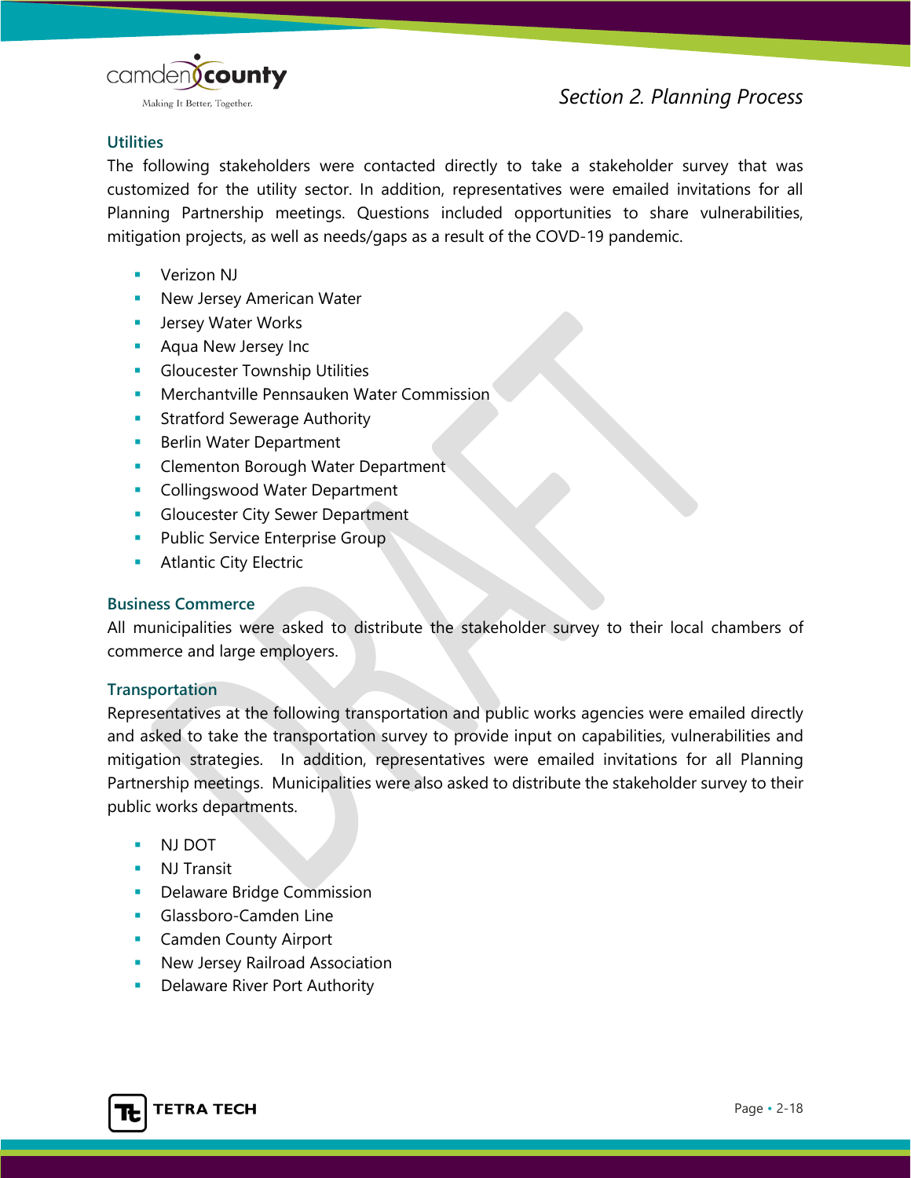### Utilities

The following stakeholders were contacted directly to take a stakeholder survey that was customized for the utility sector. In addition, representatives were emailed invitations for all Planning Partnership meetings. Questions included opportunities to share vulnerabilities, mitigation projects, as well as needs/gaps as a result of the COVD-19 pandemic.

- Verizon NJ
- New Jersey American Water
- Jersey Water Works
- Aqua New Jersey Inc
- Gloucester Township Utilities
- Merchantville Pennsauken Water Commission
- Stratford Sewerage Authority
- Berlin Water Department
- Clementon Borough Water Department
- Collingswood Water Department
- Gloucester City Sewer Department
- Public Service Enterprise Group
- Atlantic City Electric

### Business Commerce

All municipalities were asked to distribute the stakeholder survey to their local chambers of commerce and large employers.

### Transportation

Representatives at the following transportation and public works agencies were emailed directly and asked to take the transportation survey to provide input on capabilities, vulnerabilities and mitigation strategies. In addition, representatives were emailed invitations for all Planning Partnership meetings. Municipalities were also asked to distribute the stakeholder survey to their public works departments.

- NJ DOT
- NJ Transit
- Delaware Bridge Commission
- Glassboro-Camden Line
- Camden County Airport
- New Jersey Railroad Association
- Delaware River Port Authority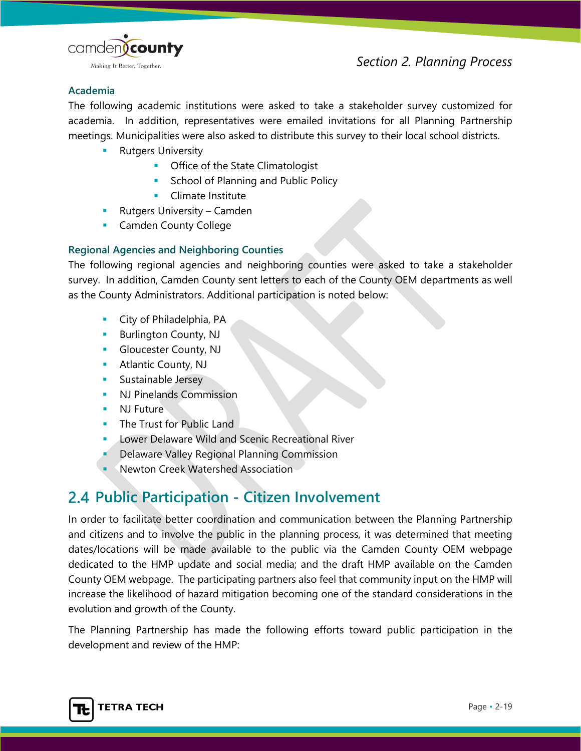### Academia

The following academic institutions were asked to take a stakeholder survey customized for academia. In addition, representatives were emailed invitations for all Planning Partnership meetings. Municipalities were also asked to distribute this survey to their local school districts.

- Rutgers University
  - Office of the State Climatologist
  - School of Planning and Public Policy
  - Climate Institute
- Rutgers University – Camden
- Camden County College

### Regional Agencies and Neighboring Counties

The following regional agencies and neighboring counties were asked to take a stakeholder survey. In addition, Camden County sent letters to each of the County OEM departments as well as the County Administrators. Additional participation is noted below:

- City of Philadelphia, PA
- Burlington County, NJ
- Gloucester County, NJ
- Atlantic County, NJ
- Sustainable Jersey
- NJ Pinelands Commission
- NJ Future
- The Trust for Public Land
- Lower Delaware Wild and Scenic Recreational River
- Delaware Valley Regional Planning Commission
- Newton Creek Watershed Association

## 2.4 Public Participation - Citizen Involvement

In order to facilitate better coordination and communication between the Planning Partnership and citizens and to involve the public in the planning process, it was determined that meeting dates/locations will be made available to the public via the Camden County OEM webpage dedicated to the HMP update and social media; and the draft HMP available on the Camden County OEM webpage. The participating partners also feel that community input on the HMP will increase the likelihood of hazard mitigation becoming one of the standard considerations in the evolution and growth of the County.

The Planning Partnership has made the following efforts toward public participation in the development and review of the HMP: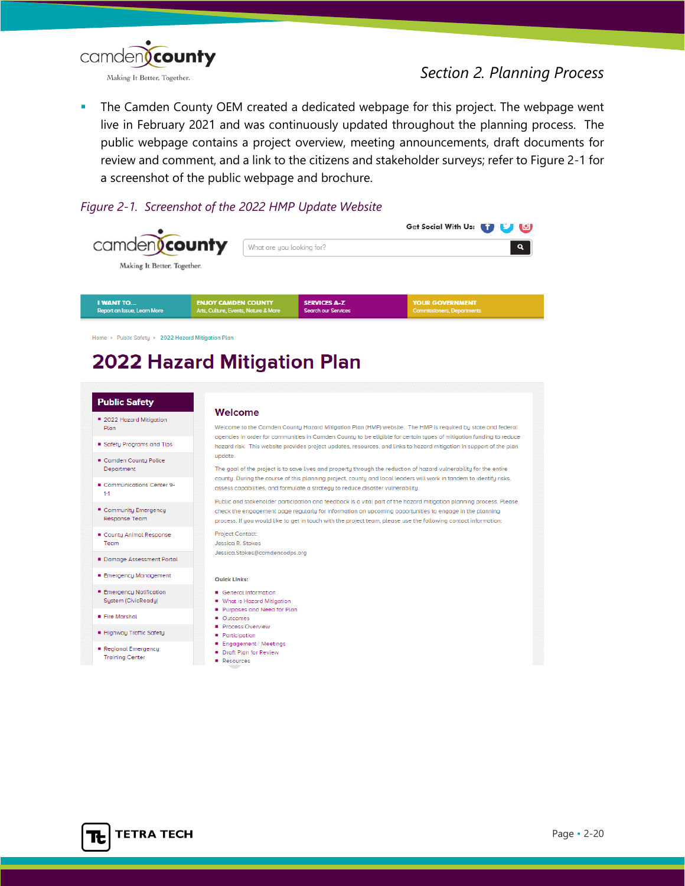- The Camden County OEM created a dedicated webpage for this project. The webpage went live in February 2021 and was continuously updated throughout the planning process. The public webpage contains a project overview, meeting announcements, draft documents for review and comment, and a link to the citizens and stakeholder surveys; refer to Figure 2-1 for a screenshot of the public webpage and brochure.

*Figure 2-1. Screenshot of the 2022 HMP Update Website*

Get Social With Us:

camden county
Making It Better, Together.

What are you looking for?

I WANT TO... Report an Issue, Learn More
ENJOY CAMDEN COUNTY Arts, Culture, Events, Nature & More
SERVICES A-Z Search our Services
YOUR GOVERNMENT Commissioners, Departments

Home ▸ Public Safety ▸ 2022 Hazard Mitigation Plan

2022 Hazard Mitigation Plan

Public Safety
- 2022 Hazard Mitigation Plan
- Safety Programs and Tips
- Camden County Police Department
- Communications Center 9-1-1
- Community Emergency Response Team
- County Animal Response Team
- Damage Assessment Portal
- Emergency Management
- Emergency Notification System (CivicReady)
- Fire Marshal
- Highway Traffic Safety
- Regional Emergency Training Center

Welcome

Welcome to the Camden County Hazard Mitigation Plan (HMP) website. The HMP is required by state and federal agencies in order for communities in Camden County to be eligible for certain types of mitigation funding to reduce hazard risk. This website provides project updates, resources, and links to hazard mitigation in support of the plan update.

The goal of the project is to save lives and property through the reduction of hazard vulnerability for the entire county. During the course of this planning project, county and local leaders will work in tandem to identify risks, assess capabilities, and formulate a strategy to reduce disaster vulnerability.

Public and stakeholder participation and feedback is a vital part of the hazard mitigation planning process. Please check the engagement page regularly for information on upcoming opportunities to engage in the planning process. If you would like to get in touch with the project team, please use the following contact information:

Project Contact:
Jessica R. Stokes
Jessica.Stokes@camdencodps.org

Quick Links:
- General Information
- What is Hazard Mitigation
- Purposes and Need for Plan
- Outcomes
- Process Overview
- Participation
- Engagement / Meetings
- Draft Plan for Review
- Resources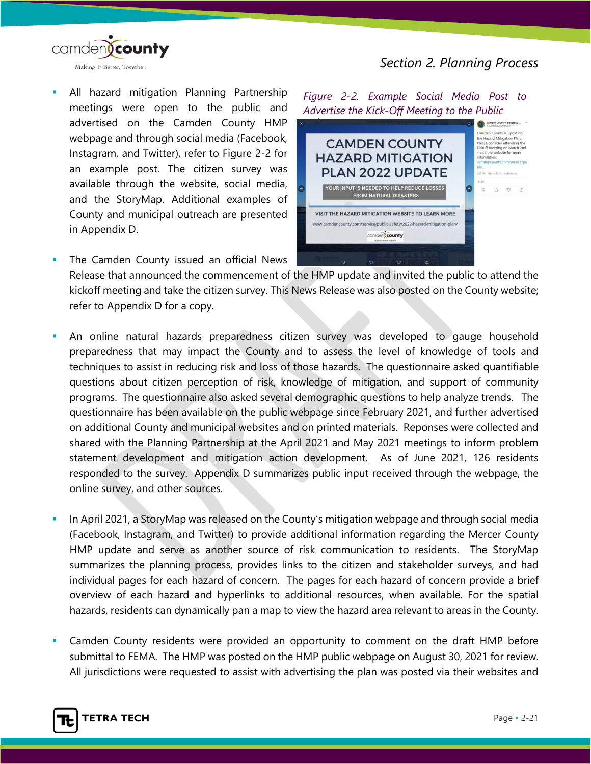- All hazard mitigation Planning Partnership meetings were open to the public and advertised on the Camden County HMP webpage and through social media (Facebook, Instagram, and Twitter), refer to Figure 2-2 for an example post. The citizen survey was available through the website, social media, and the StoryMap. Additional examples of County and municipal outreach are presented in Appendix D.

*Figure 2-2. Example Social Media Post to Advertise the Kick-Off Meeting to the Public*

- The Camden County issued an official News Release that announced the commencement of the HMP update and invited the public to attend the kickoff meeting and take the citizen survey. This News Release was also posted on the County website; refer to Appendix D for a copy.

- An online natural hazards preparedness citizen survey was developed to gauge household preparedness that may impact the County and to assess the level of knowledge of tools and techniques to assist in reducing risk and loss of those hazards. The questionnaire asked quantifiable questions about citizen perception of risk, knowledge of mitigation, and support of community programs. The questionnaire also asked several demographic questions to help analyze trends. The questionnaire has been available on the public webpage since February 2021, and further advertised on additional County and municipal websites and on printed materials. Reponses were collected and shared with the Planning Partnership at the April 2021 and May 2021 meetings to inform problem statement development and mitigation action development. As of June 2021, 126 residents responded to the survey. Appendix D summarizes public input received through the webpage, the online survey, and other sources.

- In April 2021, a StoryMap was released on the County's mitigation webpage and through social media (Facebook, Instagram, and Twitter) to provide additional information regarding the Mercer County HMP update and serve as another source of risk communication to residents. The StoryMap summarizes the planning process, provides links to the citizen and stakeholder surveys, and had individual pages for each hazard of concern. The pages for each hazard of concern provide a brief overview of each hazard and hyperlinks to additional resources, when available. For the spatial hazards, residents can dynamically pan a map to view the hazard area relevant to areas in the County.

- Camden County residents were provided an opportunity to comment on the draft HMP before submittal to FEMA. The HMP was posted on the HMP public webpage on August 30, 2021 for review. All jurisdictions were requested to assist with advertising the plan was posted via their websites and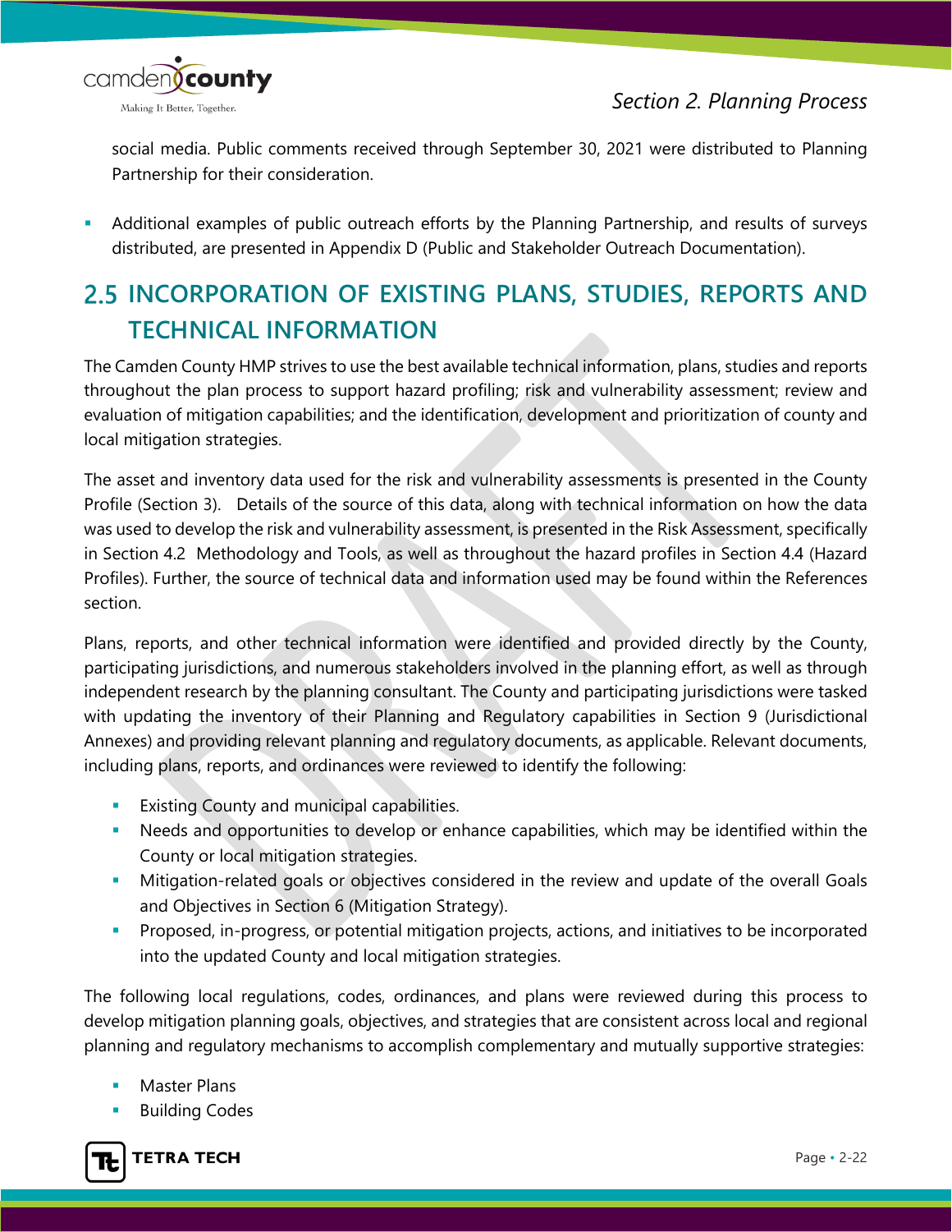social media. Public comments received through September 30, 2021 were distributed to Planning Partnership for their consideration.

- Additional examples of public outreach efforts by the Planning Partnership, and results of surveys distributed, are presented in Appendix D (Public and Stakeholder Outreach Documentation).

## 2.5 INCORPORATION OF EXISTING PLANS, STUDIES, REPORTS AND TECHNICAL INFORMATION

The Camden County HMP strives to use the best available technical information, plans, studies and reports throughout the plan process to support hazard profiling; risk and vulnerability assessment; review and evaluation of mitigation capabilities; and the identification, development and prioritization of county and local mitigation strategies.

The asset and inventory data used for the risk and vulnerability assessments is presented in the County Profile (Section 3). Details of the source of this data, along with technical information on how the data was used to develop the risk and vulnerability assessment, is presented in the Risk Assessment, specifically in Section 4.2 Methodology and Tools, as well as throughout the hazard profiles in Section 4.4 (Hazard Profiles). Further, the source of technical data and information used may be found within the References section.

Plans, reports, and other technical information were identified and provided directly by the County, participating jurisdictions, and numerous stakeholders involved in the planning effort, as well as through independent research by the planning consultant. The County and participating jurisdictions were tasked with updating the inventory of their Planning and Regulatory capabilities in Section 9 (Jurisdictional Annexes) and providing relevant planning and regulatory documents, as applicable. Relevant documents, including plans, reports, and ordinances were reviewed to identify the following:

- Existing County and municipal capabilities.
- Needs and opportunities to develop or enhance capabilities, which may be identified within the County or local mitigation strategies.
- Mitigation-related goals or objectives considered in the review and update of the overall Goals and Objectives in Section 6 (Mitigation Strategy).
- Proposed, in-progress, or potential mitigation projects, actions, and initiatives to be incorporated into the updated County and local mitigation strategies.

The following local regulations, codes, ordinances, and plans were reviewed during this process to develop mitigation planning goals, objectives, and strategies that are consistent across local and regional planning and regulatory mechanisms to accomplish complementary and mutually supportive strategies:

- Master Plans
- Building Codes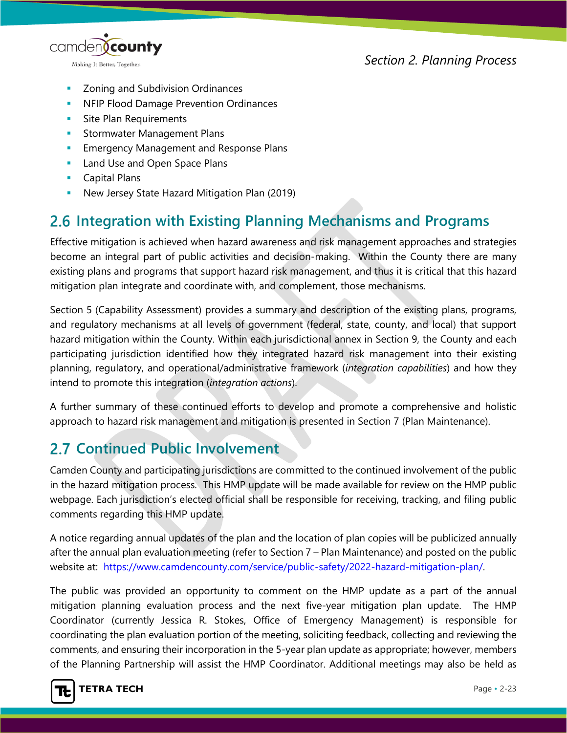- Zoning and Subdivision Ordinances
- NFIP Flood Damage Prevention Ordinances
- Site Plan Requirements
- Stormwater Management Plans
- Emergency Management and Response Plans
- Land Use and Open Space Plans
- Capital Plans
- New Jersey State Hazard Mitigation Plan (2019)

## 2.6 Integration with Existing Planning Mechanisms and Programs

Effective mitigation is achieved when hazard awareness and risk management approaches and strategies become an integral part of public activities and decision-making. Within the County there are many existing plans and programs that support hazard risk management, and thus it is critical that this hazard mitigation plan integrate and coordinate with, and complement, those mechanisms.

Section 5 (Capability Assessment) provides a summary and description of the existing plans, programs, and regulatory mechanisms at all levels of government (federal, state, county, and local) that support hazard mitigation within the County. Within each jurisdictional annex in Section 9, the County and each participating jurisdiction identified how they integrated hazard risk management into their existing planning, regulatory, and operational/administrative framework (*integration capabilities*) and how they intend to promote this integration (*integration actions*).

A further summary of these continued efforts to develop and promote a comprehensive and holistic approach to hazard risk management and mitigation is presented in Section 7 (Plan Maintenance).

## 2.7 Continued Public Involvement

Camden County and participating jurisdictions are committed to the continued involvement of the public in the hazard mitigation process. This HMP update will be made available for review on the HMP public webpage. Each jurisdiction's elected official shall be responsible for receiving, tracking, and filing public comments regarding this HMP update.

A notice regarding annual updates of the plan and the location of plan copies will be publicized annually after the annual plan evaluation meeting (refer to Section 7 – Plan Maintenance) and posted on the public website at: [https://www.camdencounty.com/service/public-safety/2022-hazard-mitigation-plan/](https://www.camdencounty.com/service/public-safety/2022-hazard-mitigation-plan/).

The public was provided an opportunity to comment on the HMP update as a part of the annual mitigation planning evaluation process and the next five-year mitigation plan update. The HMP Coordinator (currently Jessica R. Stokes, Office of Emergency Management) is responsible for coordinating the plan evaluation portion of the meeting, soliciting feedback, collecting and reviewing the comments, and ensuring their incorporation in the 5-year plan update as appropriate; however, members of the Planning Partnership will assist the HMP Coordinator. Additional meetings may also be held as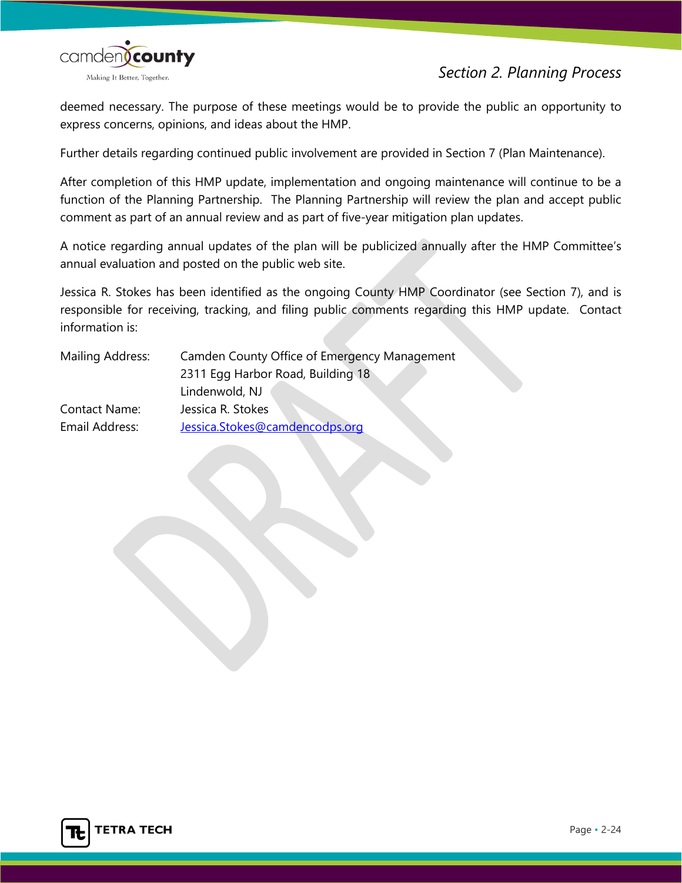deemed necessary. The purpose of these meetings would be to provide the public an opportunity to express concerns, opinions, and ideas about the HMP.

Further details regarding continued public involvement are provided in Section 7 (Plan Maintenance).

After completion of this HMP update, implementation and ongoing maintenance will continue to be a function of the Planning Partnership. The Planning Partnership will review the plan and accept public comment as part of an annual review and as part of five-year mitigation plan updates.

A notice regarding annual updates of the plan will be publicized annually after the HMP Committee's annual evaluation and posted on the public web site.

Jessica R. Stokes has been identified as the ongoing County HMP Coordinator (see Section 7), and is responsible for receiving, tracking, and filing public comments regarding this HMP update. Contact information is:

| | |
|---|---|
| Mailing Address: | Camden County Office of Emergency Management<br>2311 Egg Harbor Road, Building 18<br>Lindenwold, NJ |
| Contact Name: | Jessica R. Stokes |
| Email Address: | Jessica.Stokes@camdencodps.org |